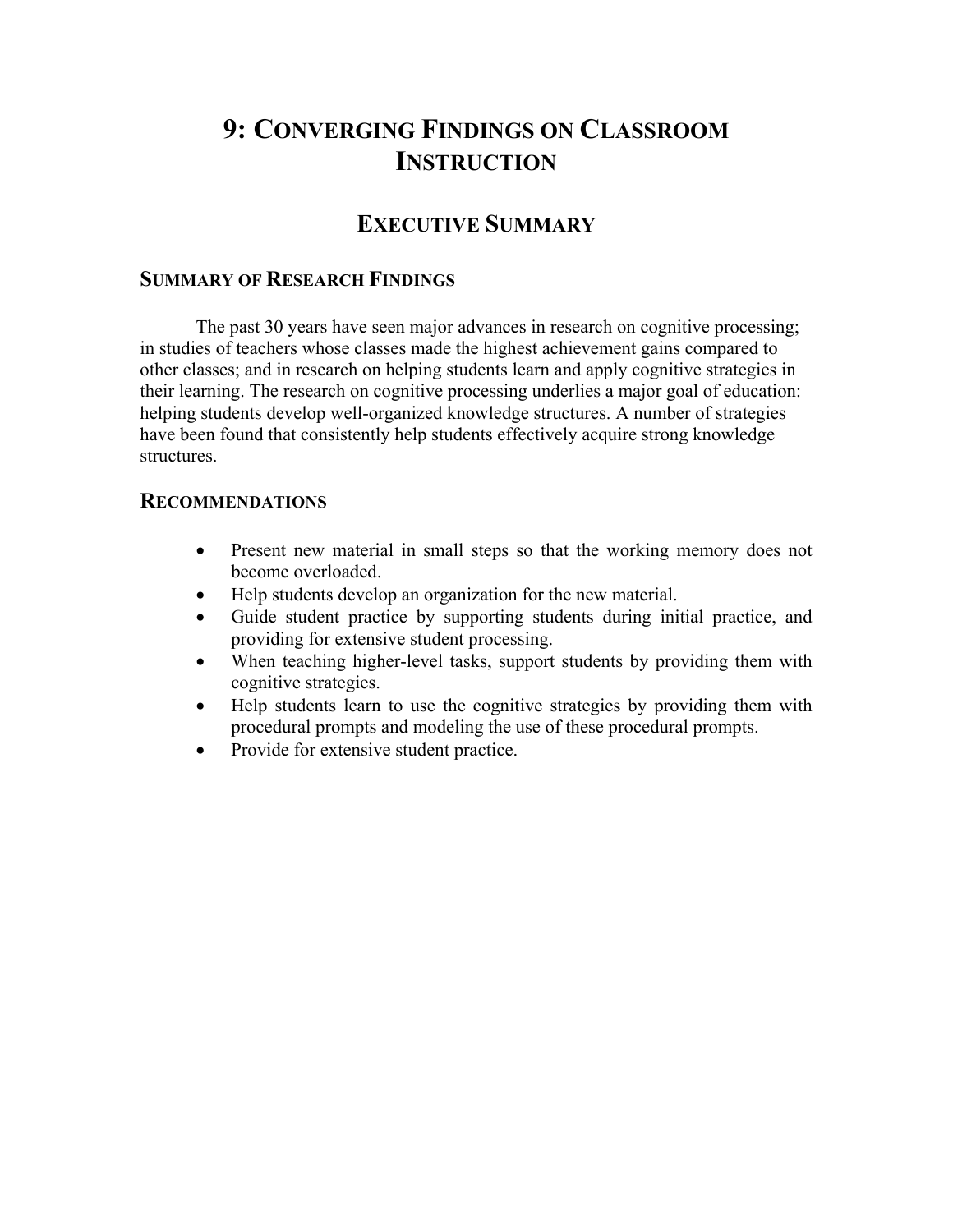# 9: Converging Findings on Classroom Instruction

## Executive Summary

### Summary of Research Findings

The past 30 years have seen major advances in research on cognitive processing; in studies of teachers whose classes made the highest achievement gains compared to other classes; and in research on helping students learn and apply cognitive strategies in their learning. The research on cognitive processing underlies a major goal of education: helping students develop well-organized knowledge structures. A number of strategies have been found that consistently help students effectively acquire strong knowledge structures.

### Recommendations

- Present new material in small steps so that the working memory does not become overloaded.
- Help students develop an organization for the new material.
- Guide student practice by supporting students during initial practice, and providing for extensive student processing.
- When teaching higher-level tasks, support students by providing them with cognitive strategies.
- Help students learn to use the cognitive strategies by providing them with procedural prompts and modeling the use of these procedural prompts.
- Provide for extensive student practice.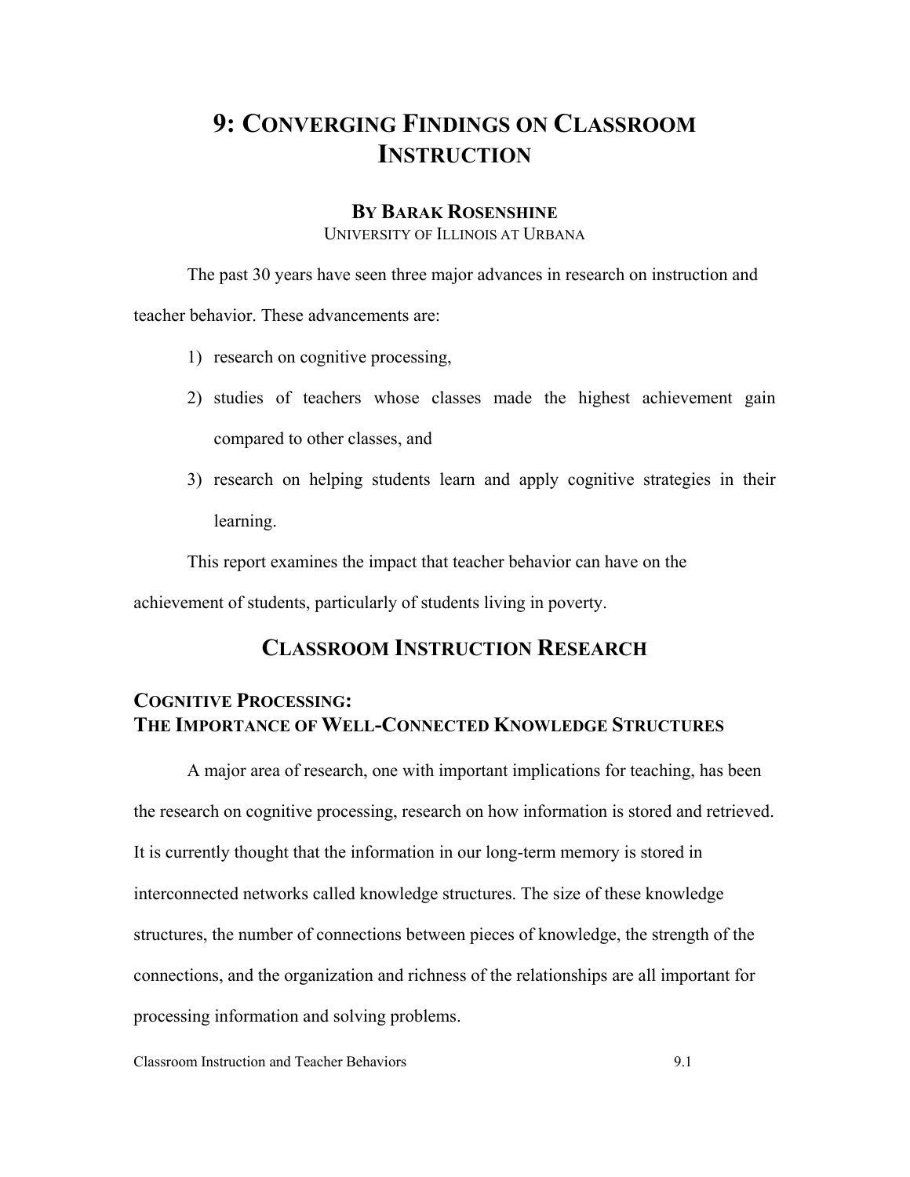# 9: Converging Findings on Classroom Instruction

**By Barak Rosenshine**
University of Illinois at Urbana

The past 30 years have seen three major advances in research on instruction and teacher behavior. These advancements are:

1) research on cognitive processing,
2) studies of teachers whose classes made the highest achievement gain compared to other classes, and
3) research on helping students learn and apply cognitive strategies in their learning.

This report examines the impact that teacher behavior can have on the achievement of students, particularly of students living in poverty.

## Classroom Instruction Research

### Cognitive Processing: The Importance of Well-Connected Knowledge Structures

A major area of research, one with important implications for teaching, has been the research on cognitive processing, research on how information is stored and retrieved. It is currently thought that the information in our long-term memory is stored in interconnected networks called knowledge structures. The size of these knowledge structures, the number of connections between pieces of knowledge, the strength of the connections, and the organization and richness of the relationships are all important for processing information and solving problems.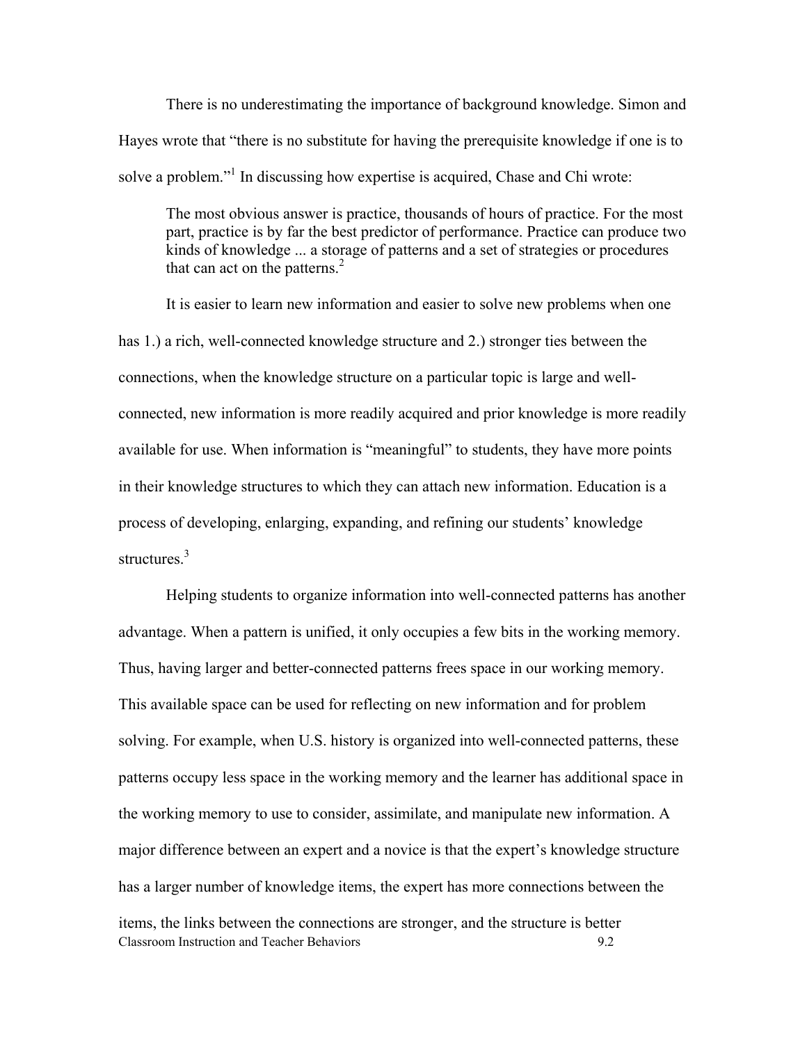There is no underestimating the importance of background knowledge. Simon and Hayes wrote that "there is no substitute for having the prerequisite knowledge if one is to solve a problem."[1] In discussing how expertise is acquired, Chase and Chi wrote:

> The most obvious answer is practice, thousands of hours of practice. For the most part, practice is by far the best predictor of performance. Practice can produce two kinds of knowledge ... a storage of patterns and a set of strategies or procedures that can act on the patterns.[2]

It is easier to learn new information and easier to solve new problems when one has 1.) a rich, well-connected knowledge structure and 2.) stronger ties between the connections, when the knowledge structure on a particular topic is large and well-connected, new information is more readily acquired and prior knowledge is more readily available for use. When information is "meaningful" to students, they have more points in their knowledge structures to which they can attach new information. Education is a process of developing, enlarging, expanding, and refining our students' knowledge structures.[3]

Helping students to organize information into well-connected patterns has another advantage. When a pattern is unified, it only occupies a few bits in the working memory. Thus, having larger and better-connected patterns frees space in our working memory. This available space can be used for reflecting on new information and for problem solving. For example, when U.S. history is organized into well-connected patterns, these patterns occupy less space in the working memory and the learner has additional space in the working memory to use to consider, assimilate, and manipulate new information. A major difference between an expert and a novice is that the expert's knowledge structure has a larger number of knowledge items, the expert has more connections between the items, the links between the connections are stronger, and the structure is better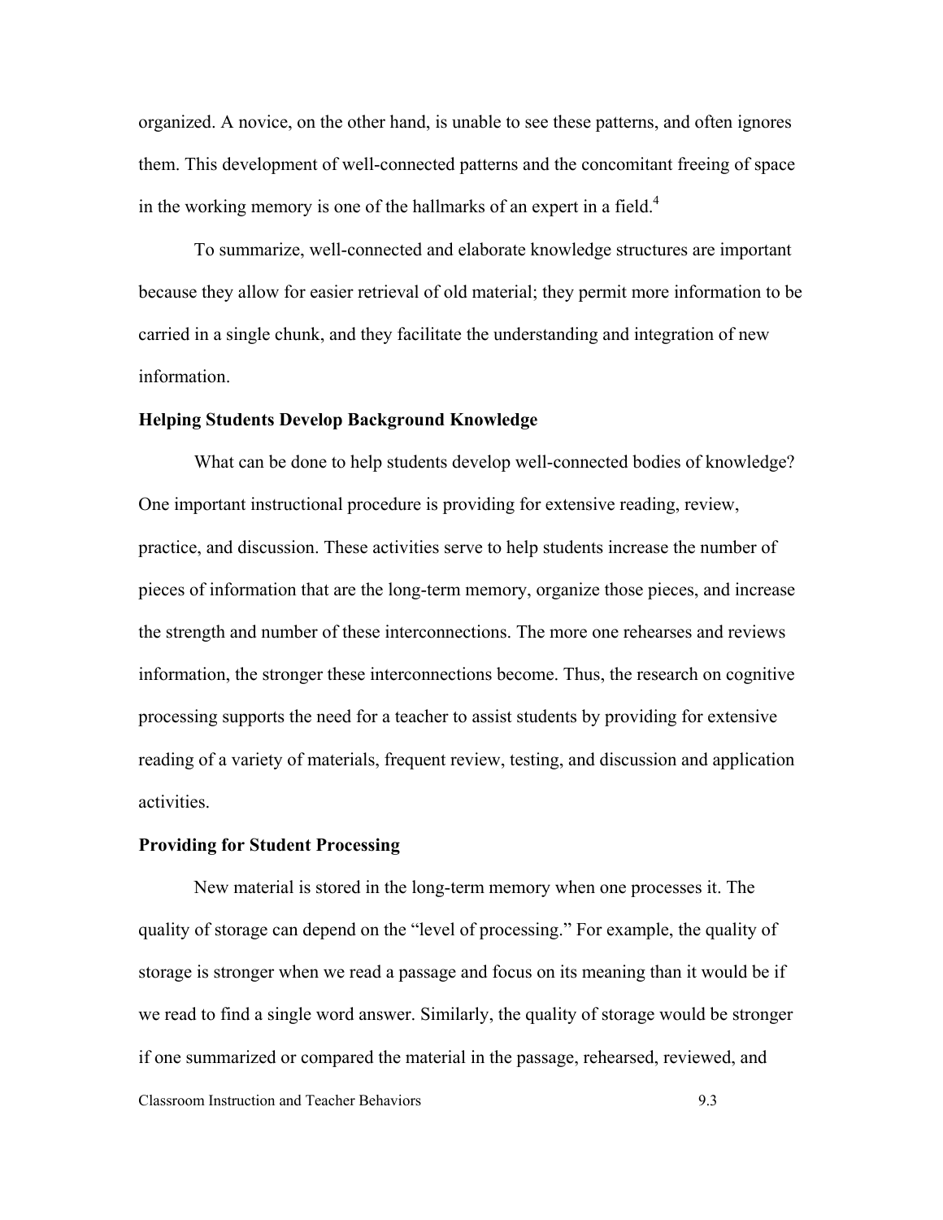organized. A novice, on the other hand, is unable to see these patterns, and often ignores them. This development of well-connected patterns and the concomitant freeing of space in the working memory is one of the hallmarks of an expert in a field.[4]

To summarize, well-connected and elaborate knowledge structures are important because they allow for easier retrieval of old material; they permit more information to be carried in a single chunk, and they facilitate the understanding and integration of new information.

## Helping Students Develop Background Knowledge

What can be done to help students develop well-connected bodies of knowledge? One important instructional procedure is providing for extensive reading, review, practice, and discussion. These activities serve to help students increase the number of pieces of information that are the long-term memory, organize those pieces, and increase the strength and number of these interconnections. The more one rehearses and reviews information, the stronger these interconnections become. Thus, the research on cognitive processing supports the need for a teacher to assist students by providing for extensive reading of a variety of materials, frequent review, testing, and discussion and application activities.

## Providing for Student Processing

New material is stored in the long-term memory when one processes it. The quality of storage can depend on the "level of processing." For example, the quality of storage is stronger when we read a passage and focus on its meaning than it would be if we read to find a single word answer. Similarly, the quality of storage would be stronger if one summarized or compared the material in the passage, rehearsed, reviewed, and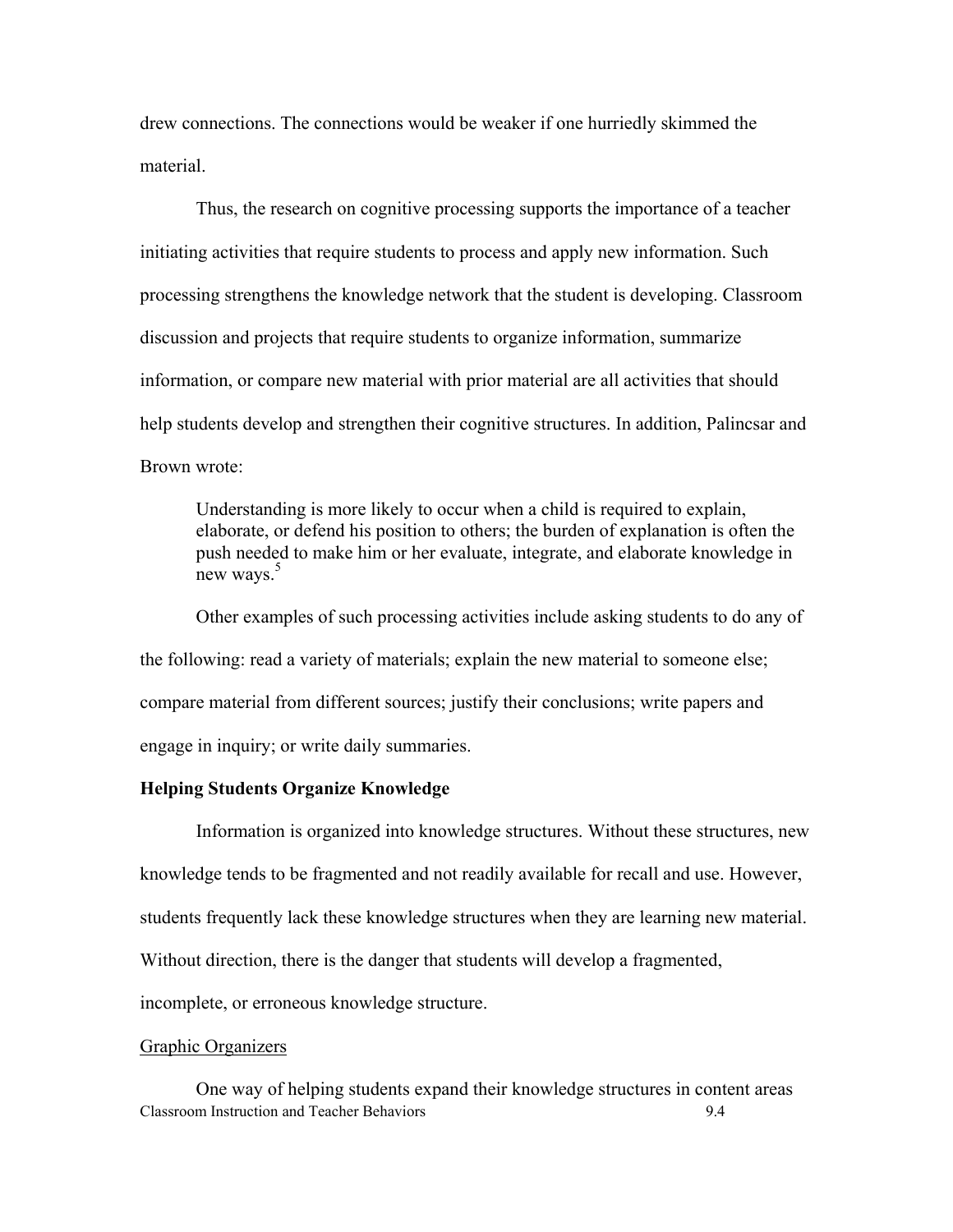drew connections. The connections would be weaker if one hurriedly skimmed the material.

Thus, the research on cognitive processing supports the importance of a teacher initiating activities that require students to process and apply new information. Such processing strengthens the knowledge network that the student is developing. Classroom discussion and projects that require students to organize information, summarize information, or compare new material with prior material are all activities that should help students develop and strengthen their cognitive structures. In addition, Palincsar and Brown wrote:

> Understanding is more likely to occur when a child is required to explain, elaborate, or defend his position to others; the burden of explanation is often the push needed to make him or her evaluate, integrate, and elaborate knowledge in new ways.[5]

Other examples of such processing activities include asking students to do any of the following: read a variety of materials; explain the new material to someone else; compare material from different sources; justify their conclusions; write papers and engage in inquiry; or write daily summaries.

**Helping Students Organize Knowledge**

Information is organized into knowledge structures. Without these structures, new knowledge tends to be fragmented and not readily available for recall and use. However, students frequently lack these knowledge structures when they are learning new material. Without direction, there is the danger that students will develop a fragmented, incomplete, or erroneous knowledge structure.

<u>Graphic Organizers</u>

One way of helping students expand their knowledge structures in content areas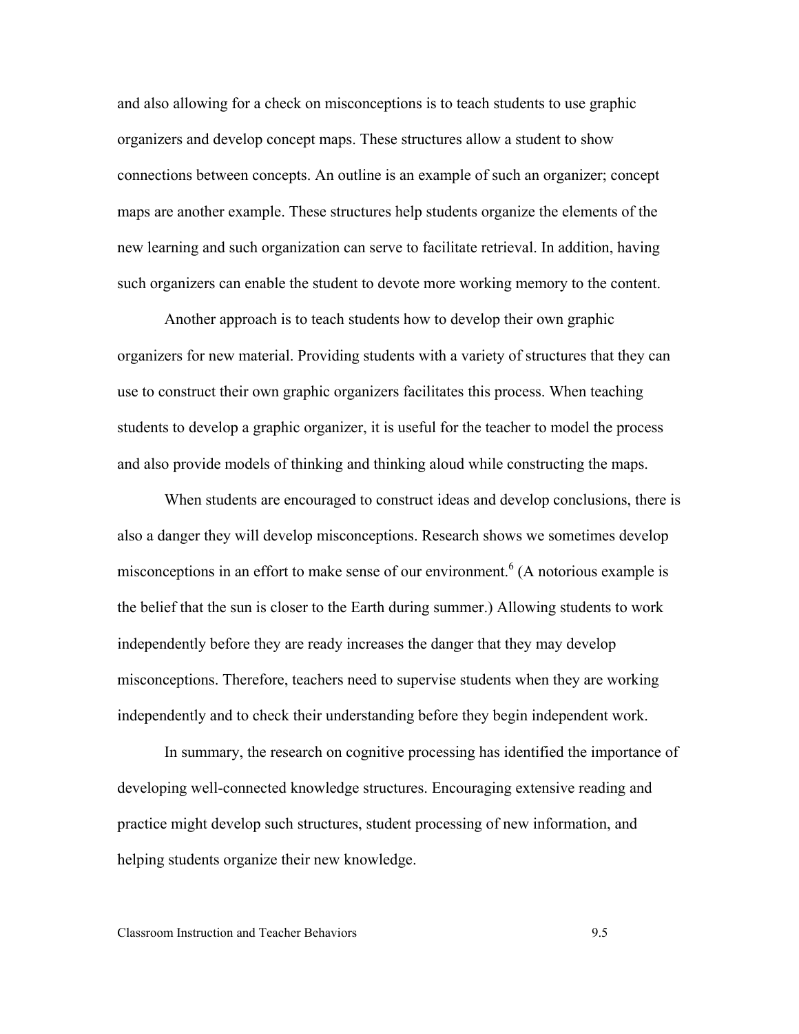and also allowing for a check on misconceptions is to teach students to use graphic organizers and develop concept maps. These structures allow a student to show connections between concepts. An outline is an example of such an organizer; concept maps are another example. These structures help students organize the elements of the new learning and such organization can serve to facilitate retrieval. In addition, having such organizers can enable the student to devote more working memory to the content.

Another approach is to teach students how to develop their own graphic organizers for new material. Providing students with a variety of structures that they can use to construct their own graphic organizers facilitates this process. When teaching students to develop a graphic organizer, it is useful for the teacher to model the process and also provide models of thinking and thinking aloud while constructing the maps.

When students are encouraged to construct ideas and develop conclusions, there is also a danger they will develop misconceptions. Research shows we sometimes develop misconceptions in an effort to make sense of our environment.[6] (A notorious example is the belief that the sun is closer to the Earth during summer.) Allowing students to work independently before they are ready increases the danger that they may develop misconceptions. Therefore, teachers need to supervise students when they are working independently and to check their understanding before they begin independent work.

In summary, the research on cognitive processing has identified the importance of developing well-connected knowledge structures. Encouraging extensive reading and practice might develop such structures, student processing of new information, and helping students organize their new knowledge.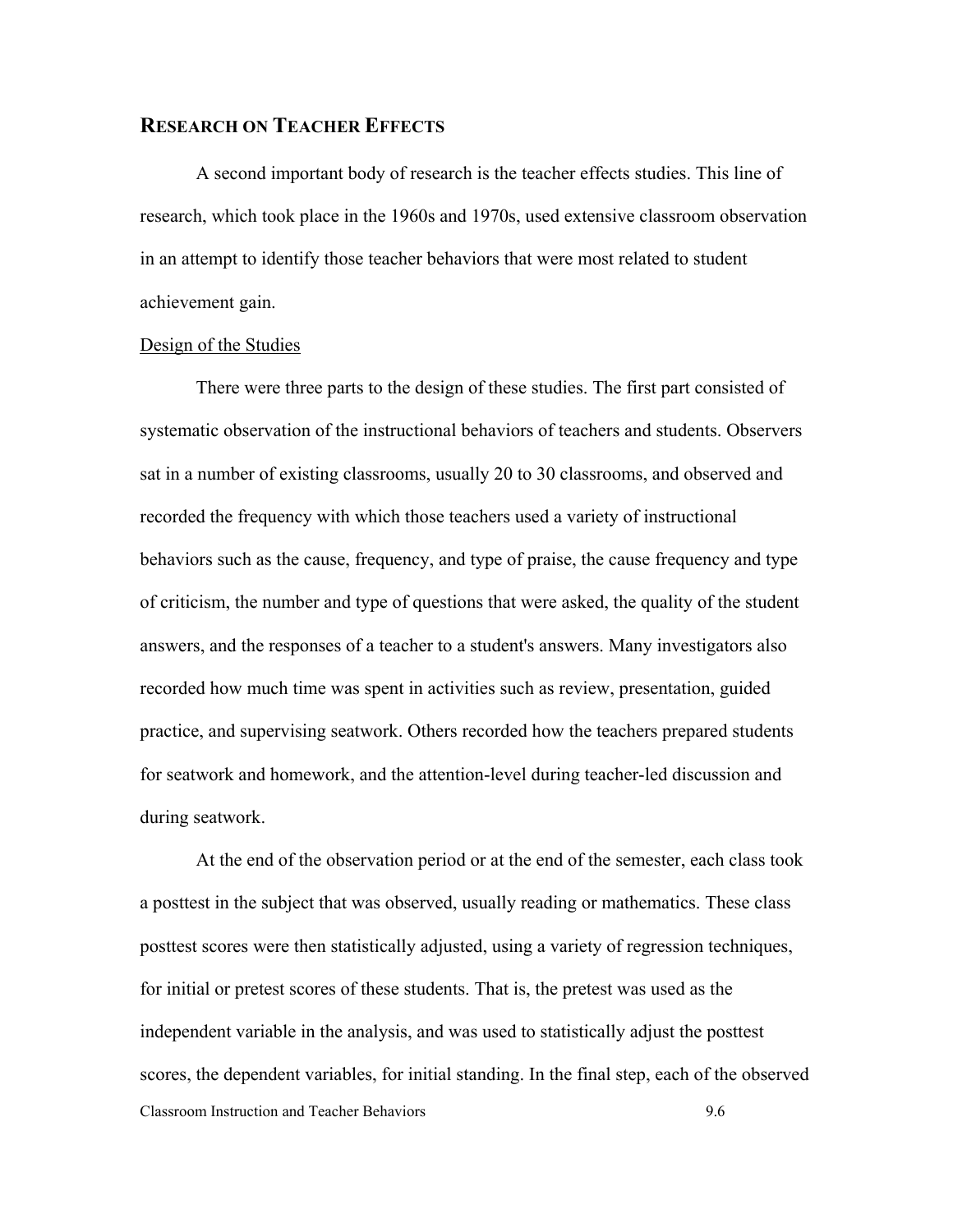## RESEARCH ON TEACHER EFFECTS

A second important body of research is the teacher effects studies. This line of research, which took place in the 1960s and 1970s, used extensive classroom observation in an attempt to identify those teacher behaviors that were most related to student achievement gain.

Design of the Studies

There were three parts to the design of these studies. The first part consisted of systematic observation of the instructional behaviors of teachers and students. Observers sat in a number of existing classrooms, usually 20 to 30 classrooms, and observed and recorded the frequency with which those teachers used a variety of instructional behaviors such as the cause, frequency, and type of praise, the cause frequency and type of criticism, the number and type of questions that were asked, the quality of the student answers, and the responses of a teacher to a student's answers. Many investigators also recorded how much time was spent in activities such as review, presentation, guided practice, and supervising seatwork. Others recorded how the teachers prepared students for seatwork and homework, and the attention-level during teacher-led discussion and during seatwork.

At the end of the observation period or at the end of the semester, each class took a posttest in the subject that was observed, usually reading or mathematics. These class posttest scores were then statistically adjusted, using a variety of regression techniques, for initial or pretest scores of these students. That is, the pretest was used as the independent variable in the analysis, and was used to statistically adjust the posttest scores, the dependent variables, for initial standing. In the final step, each of the observed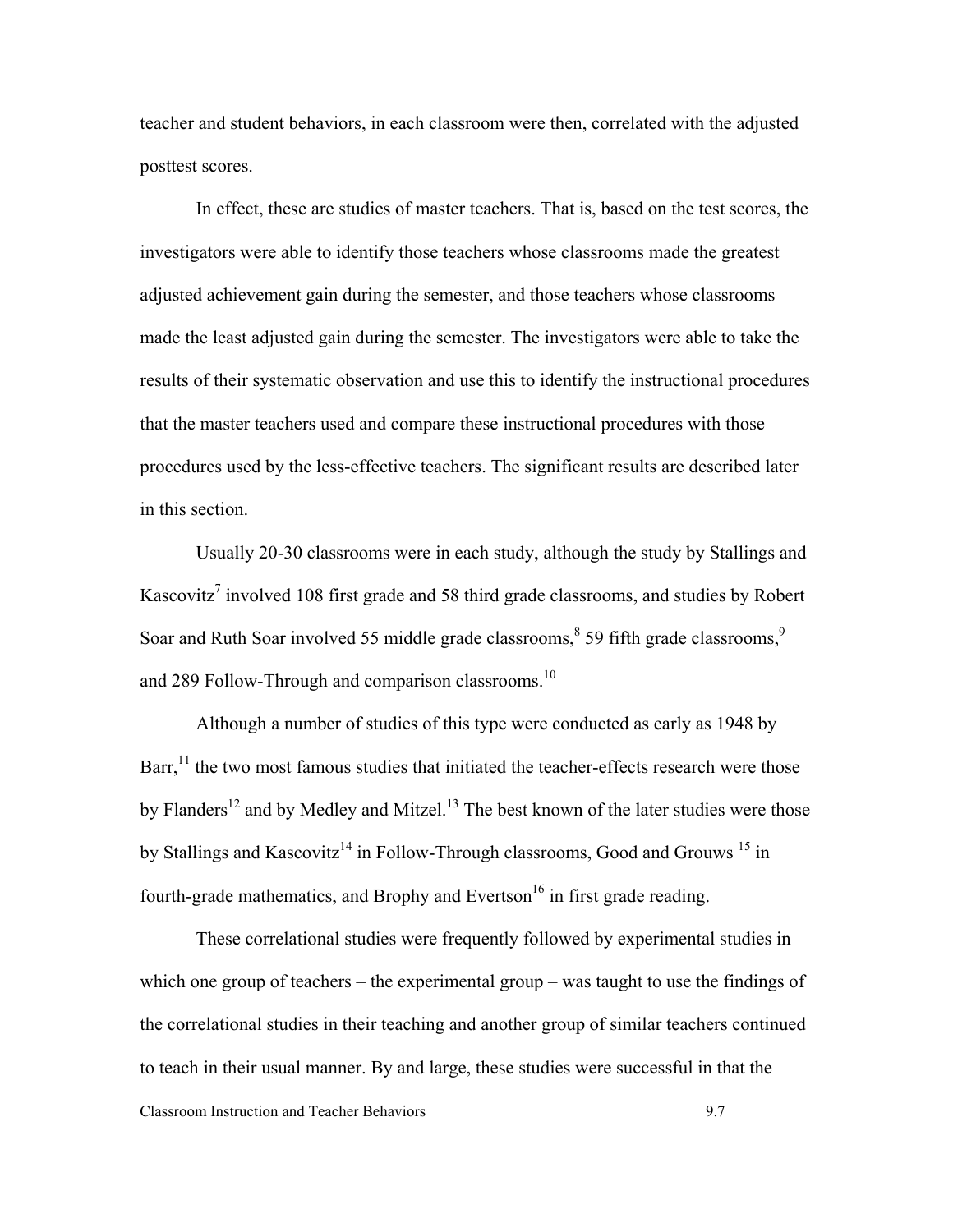teacher and student behaviors, in each classroom were then, correlated with the adjusted posttest scores.

In effect, these are studies of master teachers. That is, based on the test scores, the investigators were able to identify those teachers whose classrooms made the greatest adjusted achievement gain during the semester, and those teachers whose classrooms made the least adjusted gain during the semester. The investigators were able to take the results of their systematic observation and use this to identify the instructional procedures that the master teachers used and compare these instructional procedures with those procedures used by the less-effective teachers. The significant results are described later in this section.

Usually 20-30 classrooms were in each study, although the study by Stallings and Kascovitz[7] involved 108 first grade and 58 third grade classrooms, and studies by Robert Soar and Ruth Soar involved 55 middle grade classrooms,[8] 59 fifth grade classrooms,[9] and 289 Follow-Through and comparison classrooms.[10]

Although a number of studies of this type were conducted as early as 1948 by Barr,[11] the two most famous studies that initiated the teacher-effects research were those by Flanders[12] and by Medley and Mitzel.[13] The best known of the later studies were those by Stallings and Kascovitz[14] in Follow-Through classrooms, Good and Grouws [15] in fourth-grade mathematics, and Brophy and Evertson[16] in first grade reading.

These correlational studies were frequently followed by experimental studies in which one group of teachers – the experimental group – was taught to use the findings of the correlational studies in their teaching and another group of similar teachers continued to teach in their usual manner. By and large, these studies were successful in that the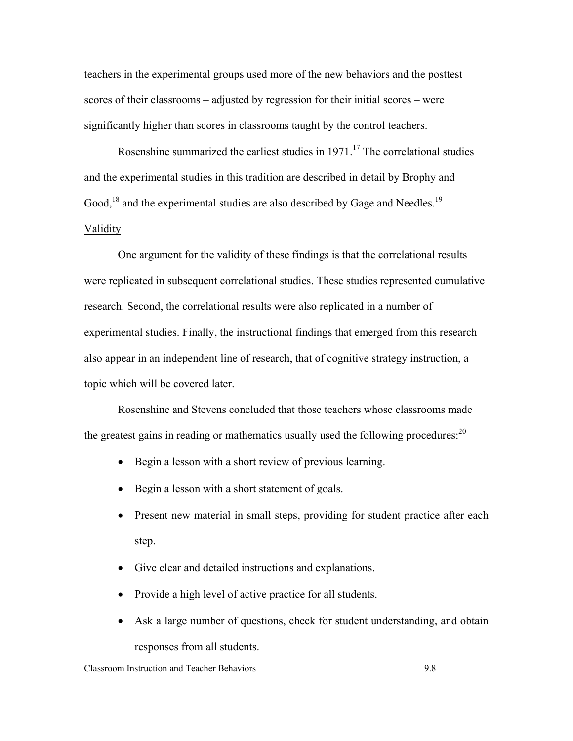teachers in the experimental groups used more of the new behaviors and the posttest scores of their classrooms – adjusted by regression for their initial scores – were significantly higher than scores in classrooms taught by the control teachers.

Rosenshine summarized the earliest studies in 1971.[17] The correlational studies and the experimental studies in this tradition are described in detail by Brophy and Good,[18] and the experimental studies are also described by Gage and Needles.[19]

<u>Validity</u>

One argument for the validity of these findings is that the correlational results were replicated in subsequent correlational studies. These studies represented cumulative research. Second, the correlational results were also replicated in a number of experimental studies. Finally, the instructional findings that emerged from this research also appear in an independent line of research, that of cognitive strategy instruction, a topic which will be covered later.

Rosenshine and Stevens concluded that those teachers whose classrooms made the greatest gains in reading or mathematics usually used the following procedures:[20]

- Begin a lesson with a short review of previous learning.
- Begin a lesson with a short statement of goals.
- Present new material in small steps, providing for student practice after each step.
- Give clear and detailed instructions and explanations.
- Provide a high level of active practice for all students.
- Ask a large number of questions, check for student understanding, and obtain responses from all students.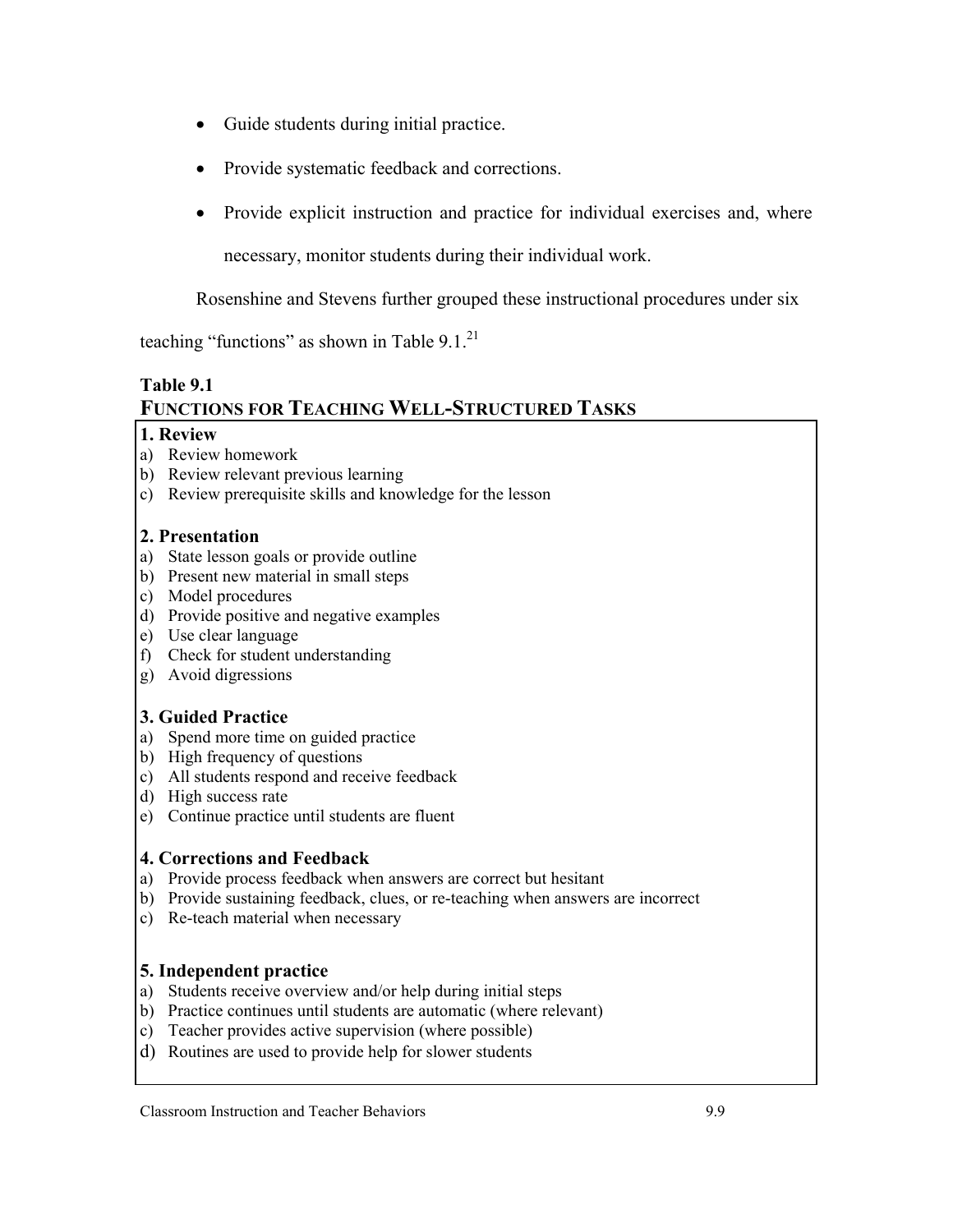- Guide students during initial practice.
- Provide systematic feedback and corrections.
- Provide explicit instruction and practice for individual exercises and, where necessary, monitor students during their individual work.

Rosenshine and Stevens further grouped these instructional procedures under six teaching "functions" as shown in Table 9.1.[21]

**Table 9.1**
**FUNCTIONS FOR TEACHING WELL-STRUCTURED TASKS**

**1. Review**

a) Review homework
b) Review relevant previous learning
c) Review prerequisite skills and knowledge for the lesson

**2. Presentation**

a) State lesson goals or provide outline
b) Present new material in small steps
c) Model procedures
d) Provide positive and negative examples
e) Use clear language
f) Check for student understanding
g) Avoid digressions

**3. Guided Practice**

a) Spend more time on guided practice
b) High frequency of questions
c) All students respond and receive feedback
d) High success rate
e) Continue practice until students are fluent

**4. Corrections and Feedback**

a) Provide process feedback when answers are correct but hesitant
b) Provide sustaining feedback, clues, or re-teaching when answers are incorrect
c) Re-teach material when necessary

**5. Independent practice**

a) Students receive overview and/or help during initial steps
b) Practice continues until students are automatic (where relevant)
c) Teacher provides active supervision (where possible)
d) Routines are used to provide help for slower students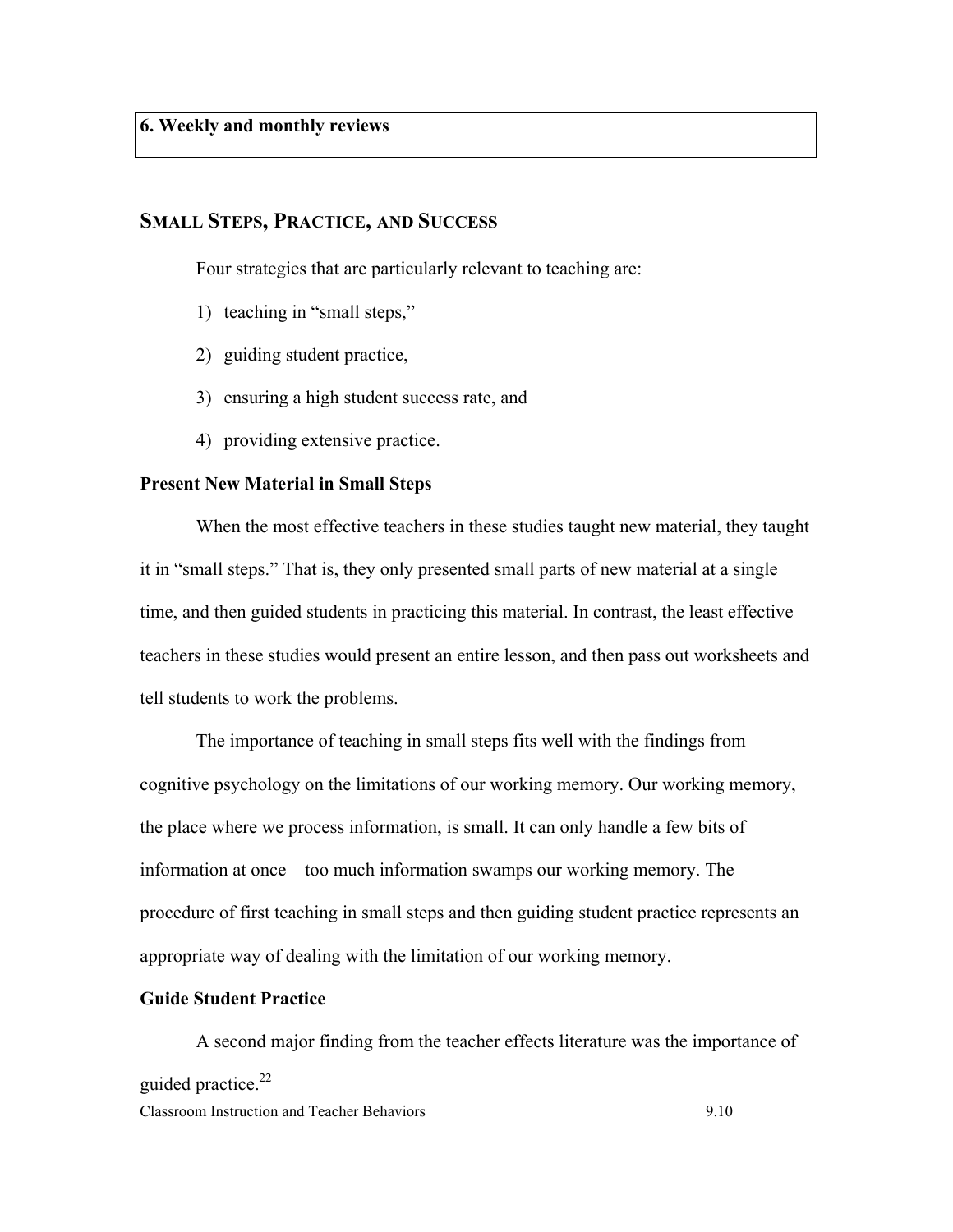**6. Weekly and monthly reviews**

## SMALL STEPS, PRACTICE, AND SUCCESS

Four strategies that are particularly relevant to teaching are:

1) teaching in "small steps,"
2) guiding student practice,
3) ensuring a high student success rate, and
4) providing extensive practice.

### Present New Material in Small Steps

When the most effective teachers in these studies taught new material, they taught it in "small steps." That is, they only presented small parts of new material at a single time, and then guided students in practicing this material. In contrast, the least effective teachers in these studies would present an entire lesson, and then pass out worksheets and tell students to work the problems.

The importance of teaching in small steps fits well with the findings from cognitive psychology on the limitations of our working memory. Our working memory, the place where we process information, is small. It can only handle a few bits of information at once – too much information swamps our working memory. The procedure of first teaching in small steps and then guiding student practice represents an appropriate way of dealing with the limitation of our working memory.

### Guide Student Practice

A second major finding from the teacher effects literature was the importance of guided practice.[22]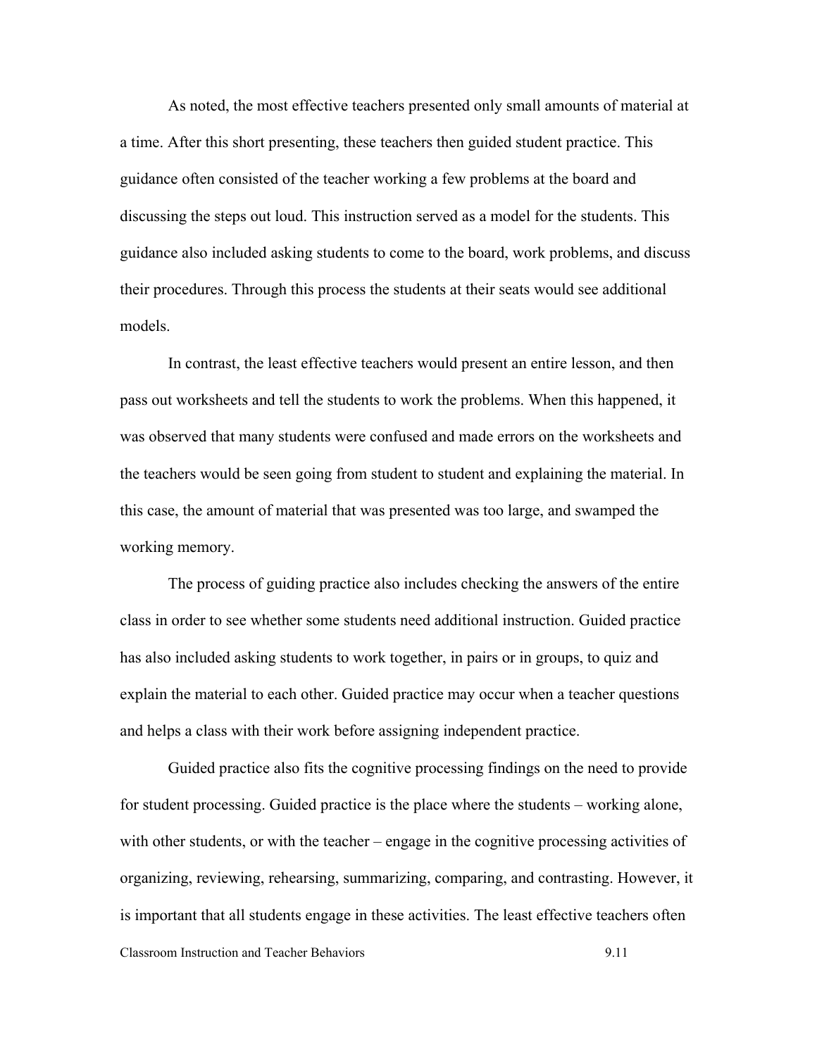As noted, the most effective teachers presented only small amounts of material at a time. After this short presenting, these teachers then guided student practice. This guidance often consisted of the teacher working a few problems at the board and discussing the steps out loud. This instruction served as a model for the students. This guidance also included asking students to come to the board, work problems, and discuss their procedures. Through this process the students at their seats would see additional models.

In contrast, the least effective teachers would present an entire lesson, and then pass out worksheets and tell the students to work the problems. When this happened, it was observed that many students were confused and made errors on the worksheets and the teachers would be seen going from student to student and explaining the material. In this case, the amount of material that was presented was too large, and swamped the working memory.

The process of guiding practice also includes checking the answers of the entire class in order to see whether some students need additional instruction. Guided practice has also included asking students to work together, in pairs or in groups, to quiz and explain the material to each other. Guided practice may occur when a teacher questions and helps a class with their work before assigning independent practice.

Guided practice also fits the cognitive processing findings on the need to provide for student processing. Guided practice is the place where the students – working alone, with other students, or with the teacher – engage in the cognitive processing activities of organizing, reviewing, rehearsing, summarizing, comparing, and contrasting. However, it is important that all students engage in these activities. The least effective teachers often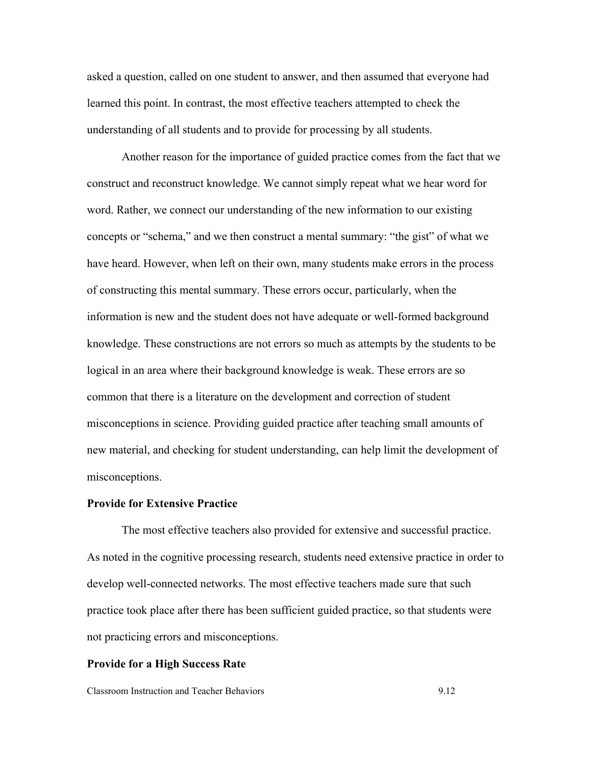asked a question, called on one student to answer, and then assumed that everyone had learned this point. In contrast, the most effective teachers attempted to check the understanding of all students and to provide for processing by all students.

Another reason for the importance of guided practice comes from the fact that we construct and reconstruct knowledge. We cannot simply repeat what we hear word for word. Rather, we connect our understanding of the new information to our existing concepts or "schema," and we then construct a mental summary: "the gist" of what we have heard. However, when left on their own, many students make errors in the process of constructing this mental summary. These errors occur, particularly, when the information is new and the student does not have adequate or well-formed background knowledge. These constructions are not errors so much as attempts by the students to be logical in an area where their background knowledge is weak. These errors are so common that there is a literature on the development and correction of student misconceptions in science. Providing guided practice after teaching small amounts of new material, and checking for student understanding, can help limit the development of misconceptions.

### Provide for Extensive Practice

The most effective teachers also provided for extensive and successful practice. As noted in the cognitive processing research, students need extensive practice in order to develop well-connected networks. The most effective teachers made sure that such practice took place after there has been sufficient guided practice, so that students were not practicing errors and misconceptions.

### Provide for a High Success Rate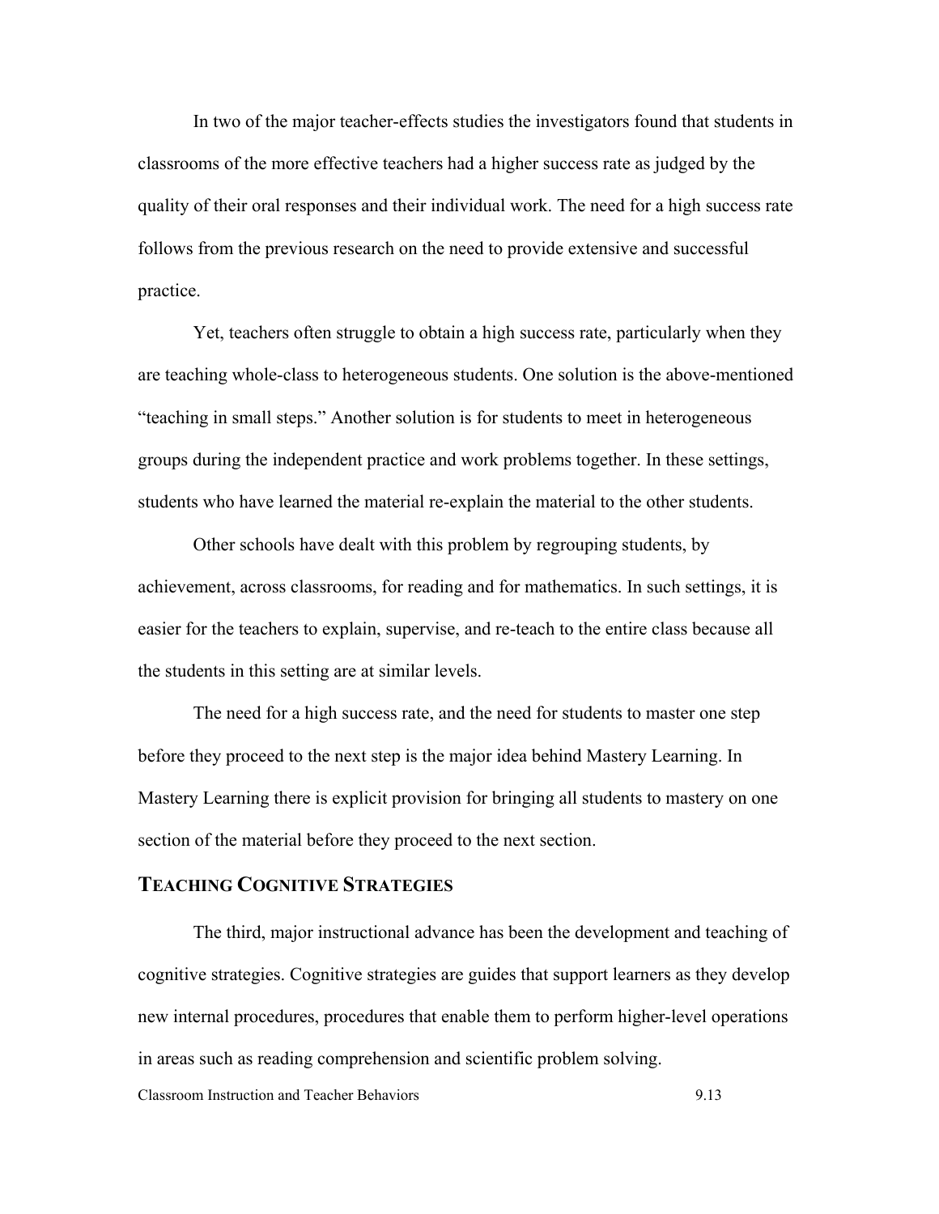In two of the major teacher-effects studies the investigators found that students in classrooms of the more effective teachers had a higher success rate as judged by the quality of their oral responses and their individual work. The need for a high success rate follows from the previous research on the need to provide extensive and successful practice.

Yet, teachers often struggle to obtain a high success rate, particularly when they are teaching whole-class to heterogeneous students. One solution is the above-mentioned "teaching in small steps." Another solution is for students to meet in heterogeneous groups during the independent practice and work problems together. In these settings, students who have learned the material re-explain the material to the other students.

Other schools have dealt with this problem by regrouping students, by achievement, across classrooms, for reading and for mathematics. In such settings, it is easier for the teachers to explain, supervise, and re-teach to the entire class because all the students in this setting are at similar levels.

The need for a high success rate, and the need for students to master one step before they proceed to the next step is the major idea behind Mastery Learning. In Mastery Learning there is explicit provision for bringing all students to mastery on one section of the material before they proceed to the next section.

## Teaching Cognitive Strategies

The third, major instructional advance has been the development and teaching of cognitive strategies. Cognitive strategies are guides that support learners as they develop new internal procedures, procedures that enable them to perform higher-level operations in areas such as reading comprehension and scientific problem solving.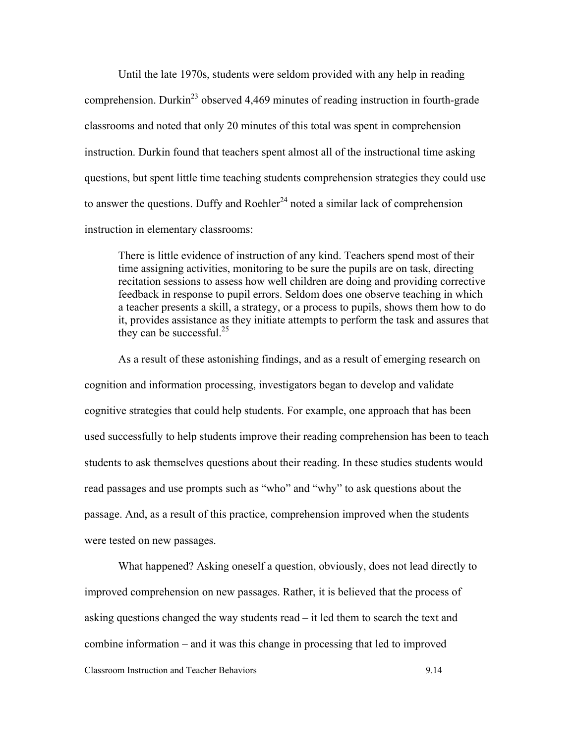Until the late 1970s, students were seldom provided with any help in reading comprehension. Durkin[23] observed 4,469 minutes of reading instruction in fourth-grade classrooms and noted that only 20 minutes of this total was spent in comprehension instruction. Durkin found that teachers spent almost all of the instructional time asking questions, but spent little time teaching students comprehension strategies they could use to answer the questions. Duffy and Roehler[24] noted a similar lack of comprehension instruction in elementary classrooms:

> There is little evidence of instruction of any kind. Teachers spend most of their time assigning activities, monitoring to be sure the pupils are on task, directing recitation sessions to assess how well children are doing and providing corrective feedback in response to pupil errors. Seldom does one observe teaching in which a teacher presents a skill, a strategy, or a process to pupils, shows them how to do it, provides assistance as they initiate attempts to perform the task and assures that they can be successful.[25]

As a result of these astonishing findings, and as a result of emerging research on cognition and information processing, investigators began to develop and validate cognitive strategies that could help students. For example, one approach that has been used successfully to help students improve their reading comprehension has been to teach students to ask themselves questions about their reading. In these studies students would read passages and use prompts such as "who" and "why" to ask questions about the passage. And, as a result of this practice, comprehension improved when the students were tested on new passages.

What happened? Asking oneself a question, obviously, does not lead directly to improved comprehension on new passages. Rather, it is believed that the process of asking questions changed the way students read – it led them to search the text and combine information – and it was this change in processing that led to improved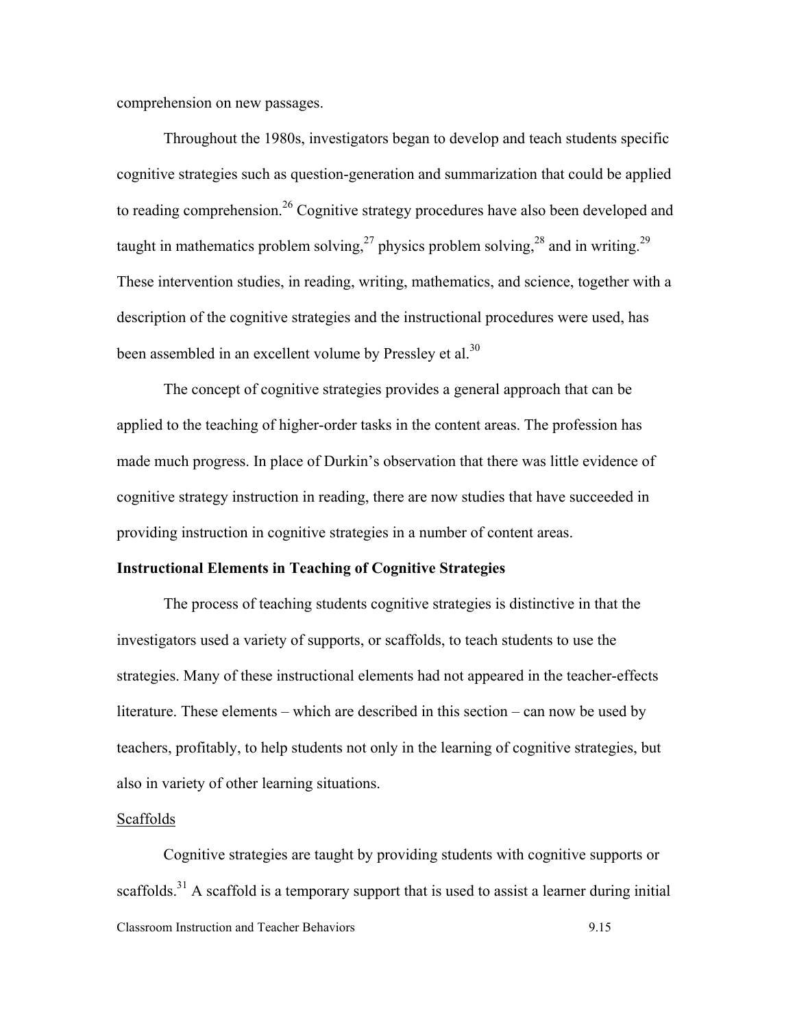comprehension on new passages.

Throughout the 1980s, investigators began to develop and teach students specific cognitive strategies such as question-generation and summarization that could be applied to reading comprehension.[26] Cognitive strategy procedures have also been developed and taught in mathematics problem solving,[27] physics problem solving,[28] and in writing.[29] These intervention studies, in reading, writing, mathematics, and science, together with a description of the cognitive strategies and the instructional procedures were used, has been assembled in an excellent volume by Pressley et al.[30]

The concept of cognitive strategies provides a general approach that can be applied to the teaching of higher-order tasks in the content areas. The profession has made much progress. In place of Durkin's observation that there was little evidence of cognitive strategy instruction in reading, there are now studies that have succeeded in providing instruction in cognitive strategies in a number of content areas.

**Instructional Elements in Teaching of Cognitive Strategies**

The process of teaching students cognitive strategies is distinctive in that the investigators used a variety of supports, or scaffolds, to teach students to use the strategies. Many of these instructional elements had not appeared in the teacher-effects literature. These elements – which are described in this section – can now be used by teachers, profitably, to help students not only in the learning of cognitive strategies, but also in variety of other learning situations.

Scaffolds

Cognitive strategies are taught by providing students with cognitive supports or scaffolds.[31] A scaffold is a temporary support that is used to assist a learner during initial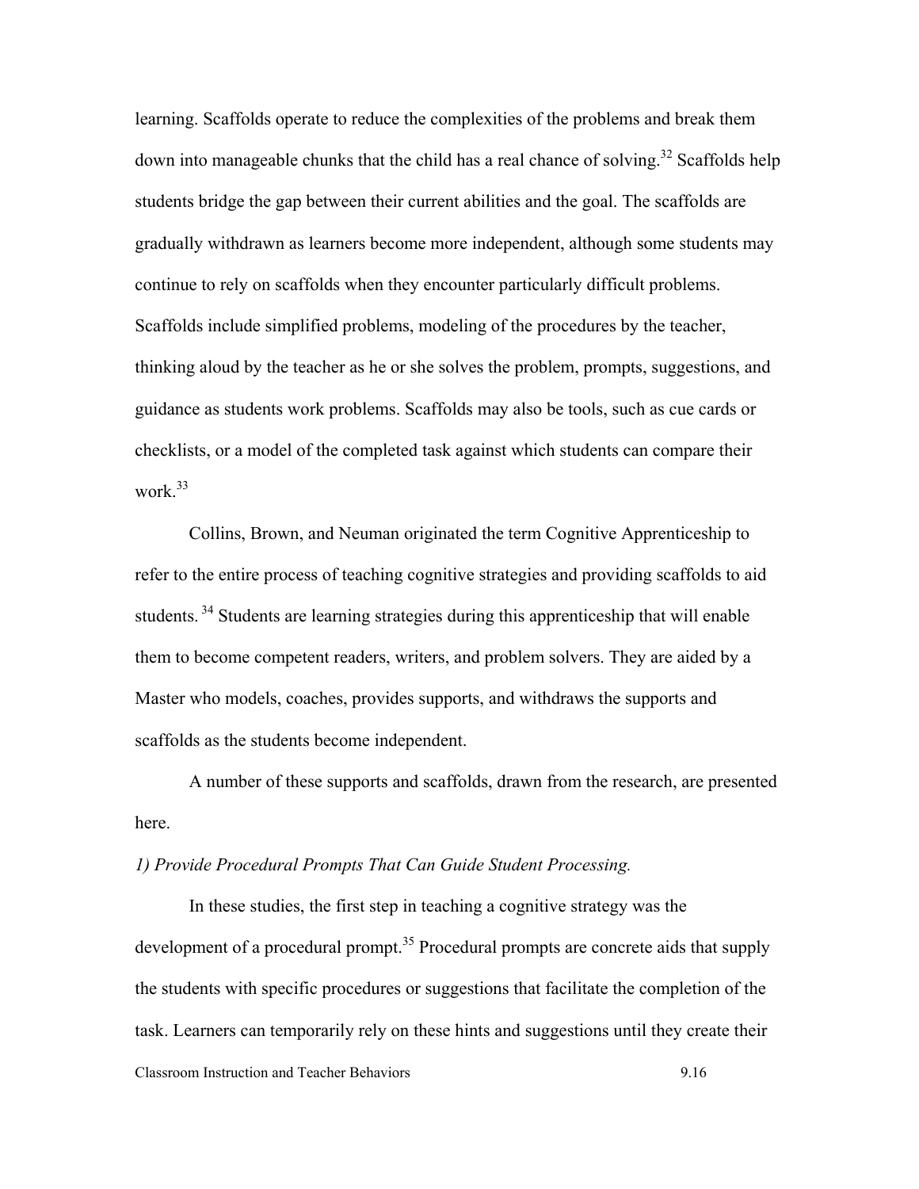learning. Scaffolds operate to reduce the complexities of the problems and break them down into manageable chunks that the child has a real chance of solving.[32] Scaffolds help students bridge the gap between their current abilities and the goal. The scaffolds are gradually withdrawn as learners become more independent, although some students may continue to rely on scaffolds when they encounter particularly difficult problems. Scaffolds include simplified problems, modeling of the procedures by the teacher, thinking aloud by the teacher as he or she solves the problem, prompts, suggestions, and guidance as students work problems. Scaffolds may also be tools, such as cue cards or checklists, or a model of the completed task against which students can compare their work.[33]

Collins, Brown, and Neuman originated the term Cognitive Apprenticeship to refer to the entire process of teaching cognitive strategies and providing scaffolds to aid students. [34] Students are learning strategies during this apprenticeship that will enable them to become competent readers, writers, and problem solvers. They are aided by a Master who models, coaches, provides supports, and withdraws the supports and scaffolds as the students become independent.

A number of these supports and scaffolds, drawn from the research, are presented here.

*1) Provide Procedural Prompts That Can Guide Student Processing.*

In these studies, the first step in teaching a cognitive strategy was the development of a procedural prompt.[35] Procedural prompts are concrete aids that supply the students with specific procedures or suggestions that facilitate the completion of the task. Learners can temporarily rely on these hints and suggestions until they create their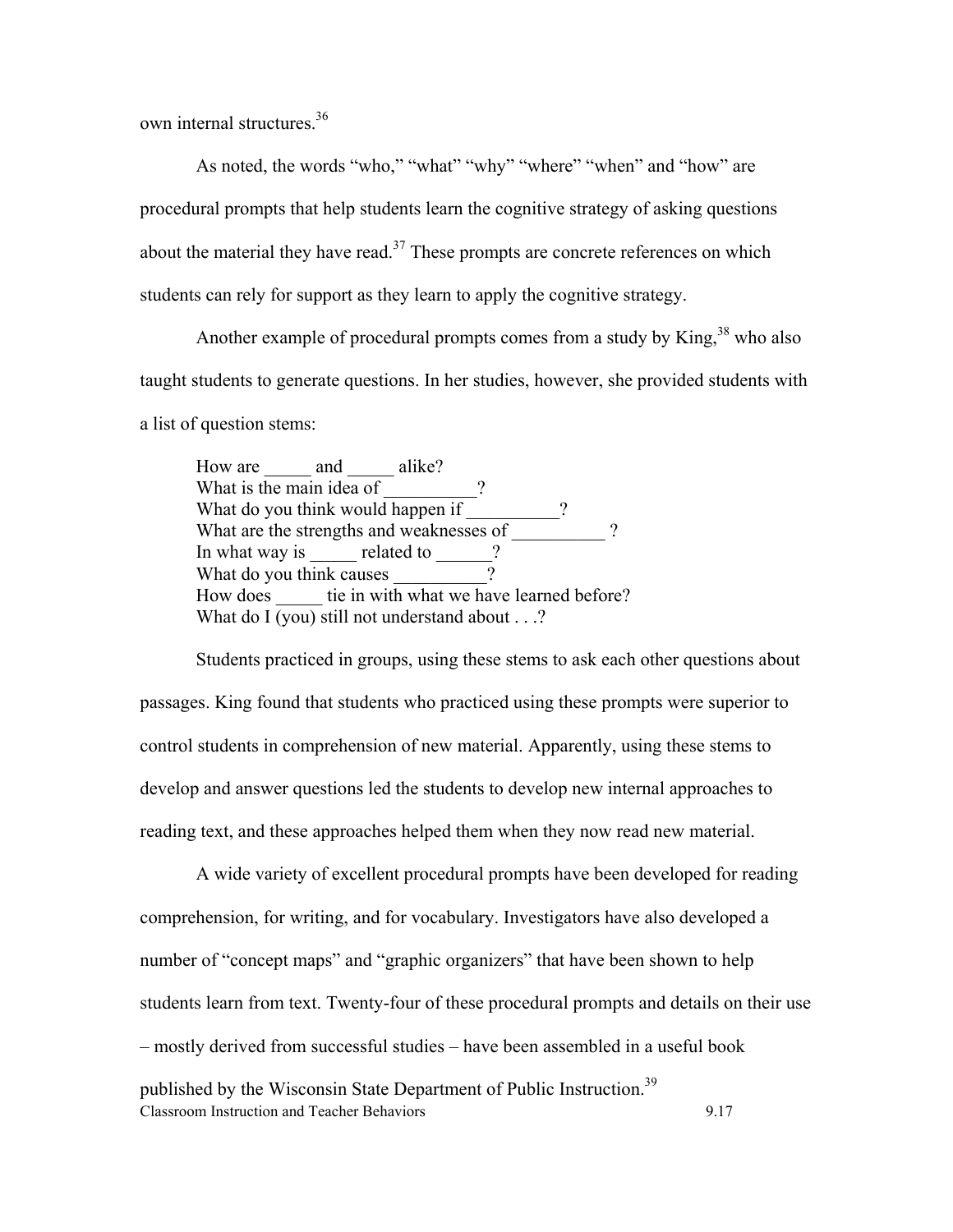own internal structures.[36]

As noted, the words "who," "what" "why" "where" "when" and "how" are procedural prompts that help students learn the cognitive strategy of asking questions about the material they have read.[37] These prompts are concrete references on which students can rely for support as they learn to apply the cognitive strategy.

Another example of procedural prompts comes from a study by King,[38] who also taught students to generate questions. In her studies, however, she provided students with a list of question stems:

> How are _____ and _____ alike?
> What is the main idea of __________?
> What do you think would happen if __________?
> What are the strengths and weaknesses of __________ ?
> In what way is _____ related to ______?
> What do you think causes __________?
> How does _____ tie in with what we have learned before?
> What do I (you) still not understand about . . .?

Students practiced in groups, using these stems to ask each other questions about passages. King found that students who practiced using these prompts were superior to control students in comprehension of new material. Apparently, using these stems to develop and answer questions led the students to develop new internal approaches to reading text, and these approaches helped them when they now read new material.

A wide variety of excellent procedural prompts have been developed for reading comprehension, for writing, and for vocabulary. Investigators have also developed a number of "concept maps" and "graphic organizers" that have been shown to help students learn from text. Twenty-four of these procedural prompts and details on their use – mostly derived from successful studies – have been assembled in a useful book published by the Wisconsin State Department of Public Instruction.[39]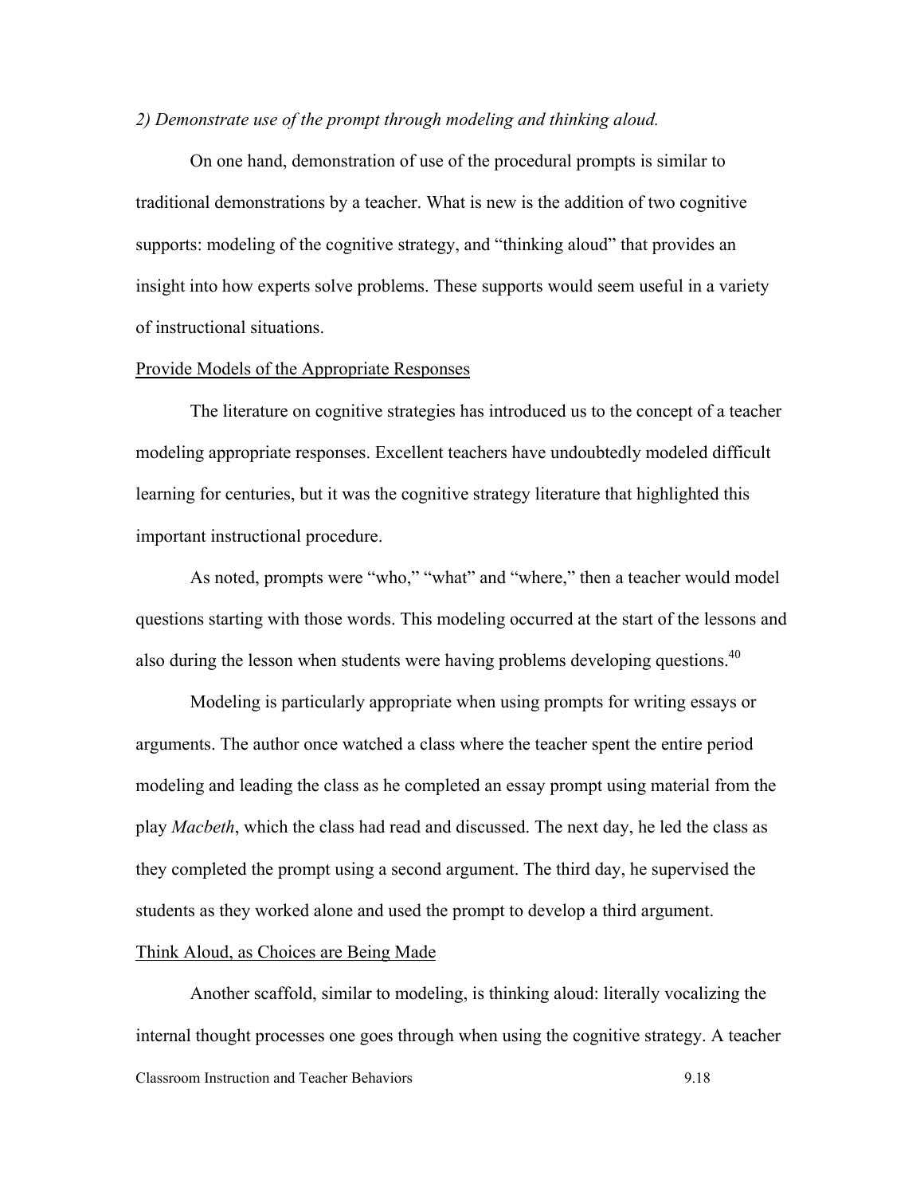*2) Demonstrate use of the prompt through modeling and thinking aloud.*

On one hand, demonstration of use of the procedural prompts is similar to traditional demonstrations by a teacher. What is new is the addition of two cognitive supports: modeling of the cognitive strategy, and "thinking aloud" that provides an insight into how experts solve problems. These supports would seem useful in a variety of instructional situations.

<u>Provide Models of the Appropriate Responses</u>

The literature on cognitive strategies has introduced us to the concept of a teacher modeling appropriate responses. Excellent teachers have undoubtedly modeled difficult learning for centuries, but it was the cognitive strategy literature that highlighted this important instructional procedure.

As noted, prompts were "who," "what" and "where," then a teacher would model questions starting with those words. This modeling occurred at the start of the lessons and also during the lesson when students were having problems developing questions.[40]

Modeling is particularly appropriate when using prompts for writing essays or arguments. The author once watched a class where the teacher spent the entire period modeling and leading the class as he completed an essay prompt using material from the play *Macbeth*, which the class had read and discussed. The next day, he led the class as they completed the prompt using a second argument. The third day, he supervised the students as they worked alone and used the prompt to develop a third argument.

<u>Think Aloud, as Choices are Being Made</u>

Another scaffold, similar to modeling, is thinking aloud: literally vocalizing the internal thought processes one goes through when using the cognitive strategy. A teacher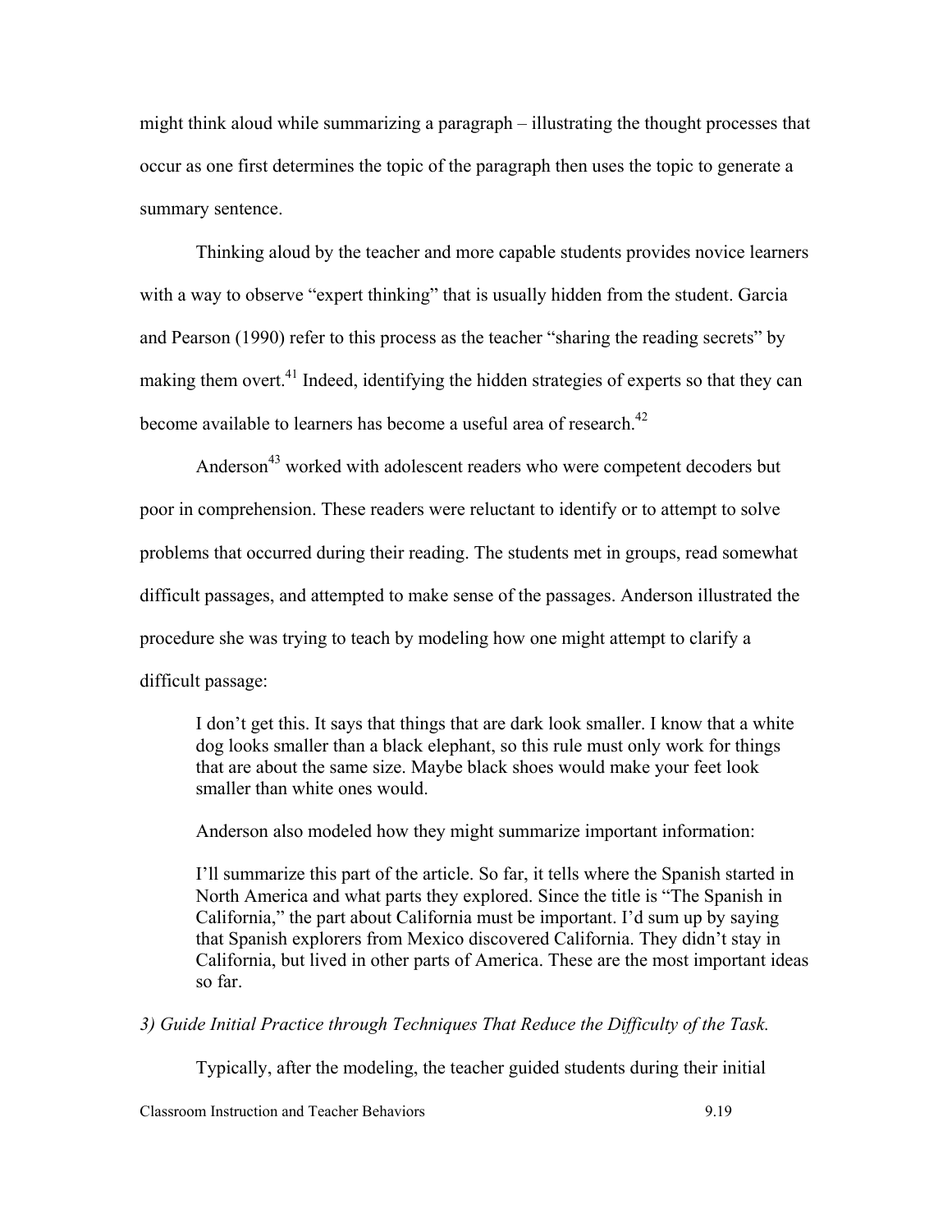might think aloud while summarizing a paragraph – illustrating the thought processes that occur as one first determines the topic of the paragraph then uses the topic to generate a summary sentence.

Thinking aloud by the teacher and more capable students provides novice learners with a way to observe "expert thinking" that is usually hidden from the student. Garcia and Pearson (1990) refer to this process as the teacher "sharing the reading secrets" by making them overt.[41] Indeed, identifying the hidden strategies of experts so that they can become available to learners has become a useful area of research.[42]

Anderson[43] worked with adolescent readers who were competent decoders but poor in comprehension. These readers were reluctant to identify or to attempt to solve problems that occurred during their reading. The students met in groups, read somewhat difficult passages, and attempted to make sense of the passages. Anderson illustrated the procedure she was trying to teach by modeling how one might attempt to clarify a difficult passage:

> I don't get this. It says that things that are dark look smaller. I know that a white dog looks smaller than a black elephant, so this rule must only work for things that are about the same size. Maybe black shoes would make your feet look smaller than white ones would.

Anderson also modeled how they might summarize important information:

> I'll summarize this part of the article. So far, it tells where the Spanish started in North America and what parts they explored. Since the title is "The Spanish in California," the part about California must be important. I'd sum up by saying that Spanish explorers from Mexico discovered California. They didn't stay in California, but lived in other parts of America. These are the most important ideas so far.

*3) Guide Initial Practice through Techniques That Reduce the Difficulty of the Task.*

Typically, after the modeling, the teacher guided students during their initial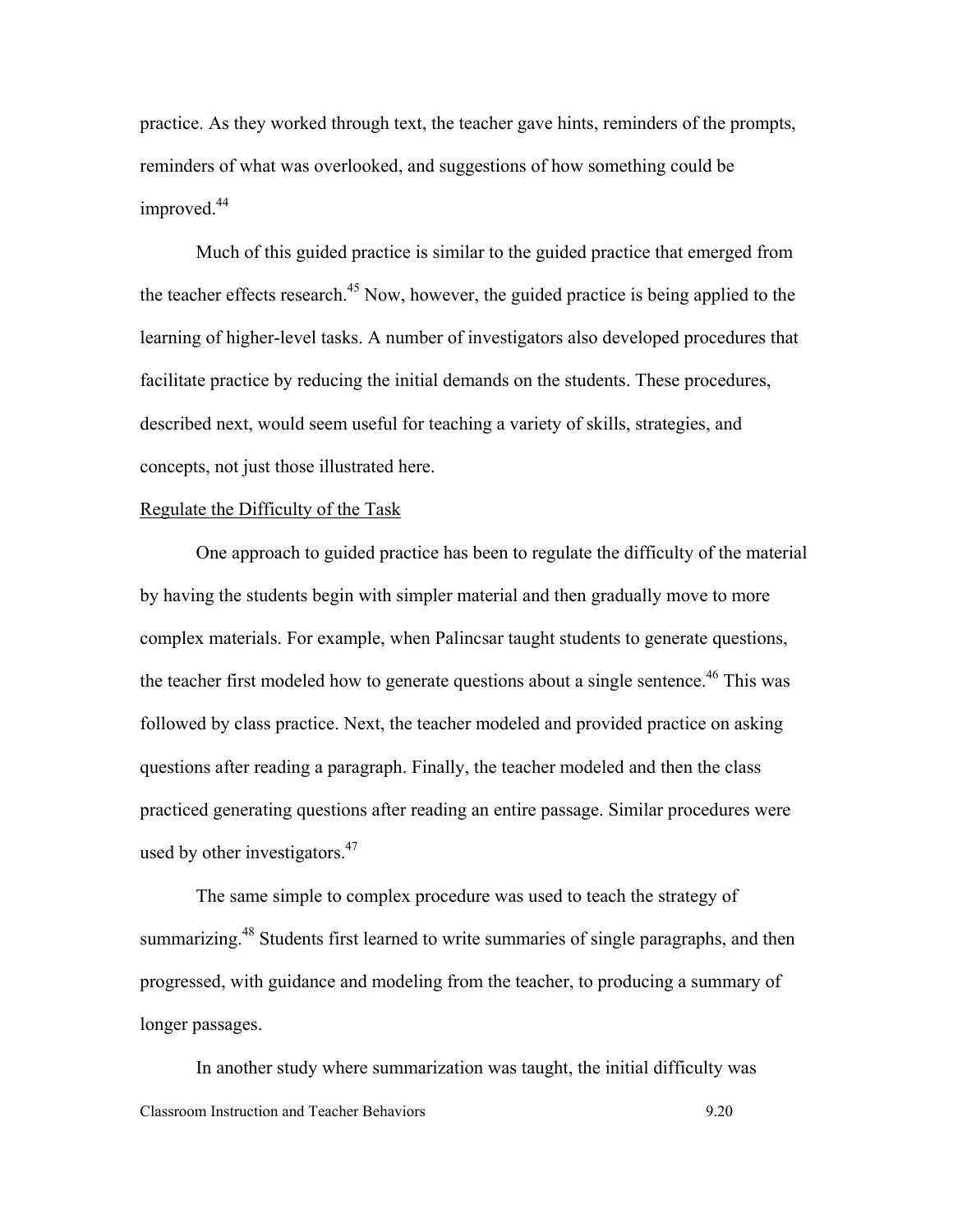practice. As they worked through text, the teacher gave hints, reminders of the prompts, reminders of what was overlooked, and suggestions of how something could be improved.[44]

Much of this guided practice is similar to the guided practice that emerged from the teacher effects research.[45] Now, however, the guided practice is being applied to the learning of higher-level tasks. A number of investigators also developed procedures that facilitate practice by reducing the initial demands on the students. These procedures, described next, would seem useful for teaching a variety of skills, strategies, and concepts, not just those illustrated here.

<u>Regulate the Difficulty of the Task</u>

One approach to guided practice has been to regulate the difficulty of the material by having the students begin with simpler material and then gradually move to more complex materials. For example, when Palincsar taught students to generate questions, the teacher first modeled how to generate questions about a single sentence.[46] This was followed by class practice. Next, the teacher modeled and provided practice on asking questions after reading a paragraph. Finally, the teacher modeled and then the class practiced generating questions after reading an entire passage. Similar procedures were used by other investigators.[47]

The same simple to complex procedure was used to teach the strategy of summarizing.[48] Students first learned to write summaries of single paragraphs, and then progressed, with guidance and modeling from the teacher, to producing a summary of longer passages.

In another study where summarization was taught, the initial difficulty was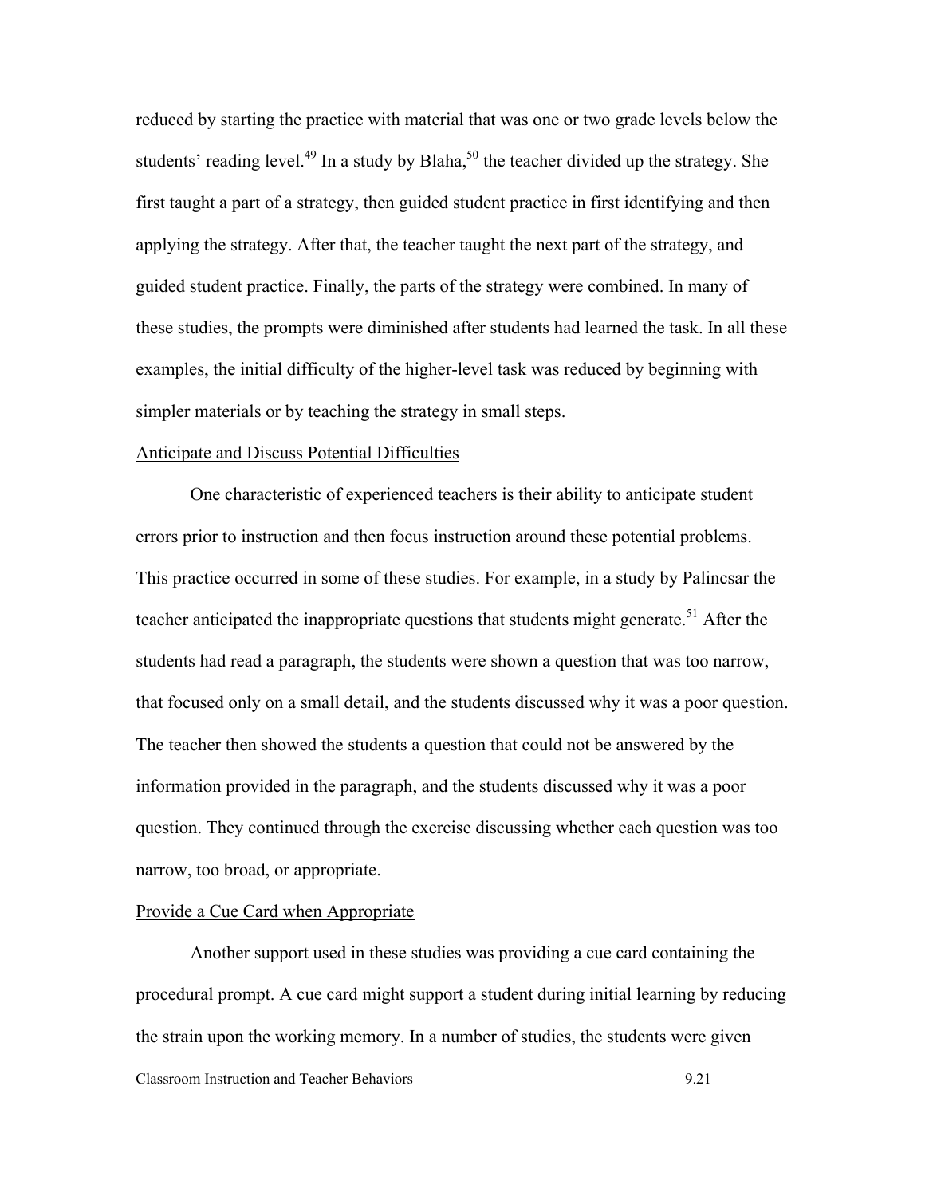reduced by starting the practice with material that was one or two grade levels below the students' reading level.[49] In a study by Blaha,[50] the teacher divided up the strategy. She first taught a part of a strategy, then guided student practice in first identifying and then applying the strategy. After that, the teacher taught the next part of the strategy, and guided student practice. Finally, the parts of the strategy were combined. In many of these studies, the prompts were diminished after students had learned the task. In all these examples, the initial difficulty of the higher-level task was reduced by beginning with simpler materials or by teaching the strategy in small steps.

### Anticipate and Discuss Potential Difficulties

One characteristic of experienced teachers is their ability to anticipate student errors prior to instruction and then focus instruction around these potential problems. This practice occurred in some of these studies. For example, in a study by Palincsar the teacher anticipated the inappropriate questions that students might generate.[51] After the students had read a paragraph, the students were shown a question that was too narrow, that focused only on a small detail, and the students discussed why it was a poor question. The teacher then showed the students a question that could not be answered by the information provided in the paragraph, and the students discussed why it was a poor question. They continued through the exercise discussing whether each question was too narrow, too broad, or appropriate.

### Provide a Cue Card when Appropriate

Another support used in these studies was providing a cue card containing the procedural prompt. A cue card might support a student during initial learning by reducing the strain upon the working memory. In a number of studies, the students were given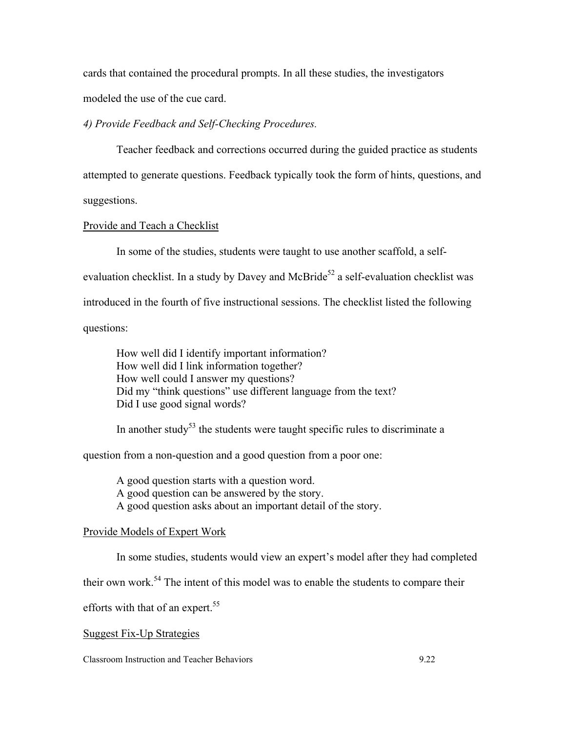cards that contained the procedural prompts. In all these studies, the investigators modeled the use of the cue card.

*4) Provide Feedback and Self-Checking Procedures.*

Teacher feedback and corrections occurred during the guided practice as students attempted to generate questions. Feedback typically took the form of hints, questions, and suggestions.

Provide and Teach a Checklist

In some of the studies, students were taught to use another scaffold, a self-evaluation checklist. In a study by Davey and McBride[52] a self-evaluation checklist was introduced in the fourth of five instructional sessions. The checklist listed the following questions:

> How well did I identify important information?
> How well did I link information together?
> How well could I answer my questions?
> Did my "think questions" use different language from the text?
> Did I use good signal words?

In another study[53] the students were taught specific rules to discriminate a question from a non-question and a good question from a poor one:

> A good question starts with a question word.
> A good question can be answered by the story.
> A good question asks about an important detail of the story.

Provide Models of Expert Work

In some studies, students would view an expert's model after they had completed their own work.[54] The intent of this model was to enable the students to compare their efforts with that of an expert.[55]

Suggest Fix-Up Strategies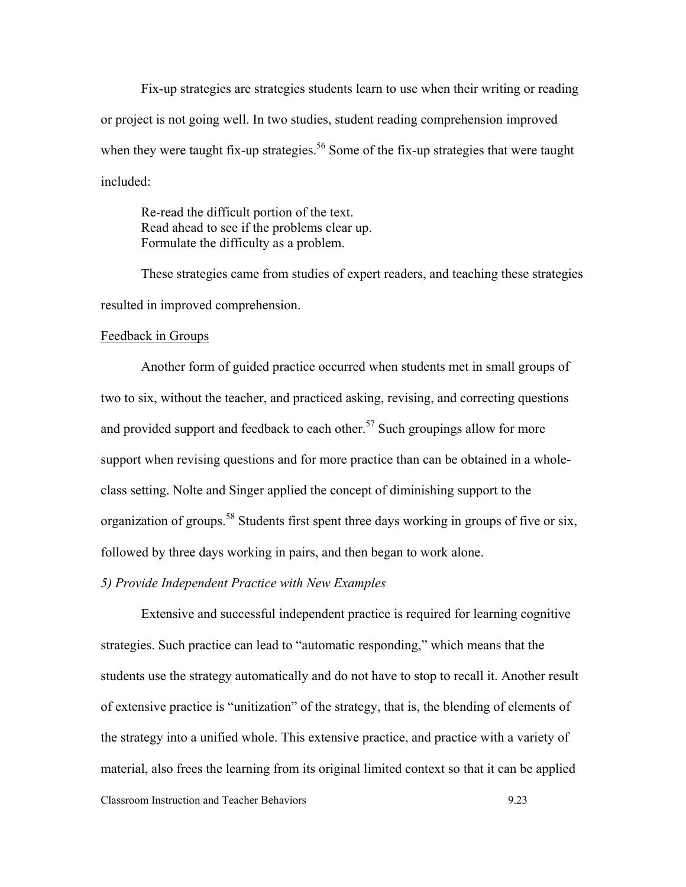Fix-up strategies are strategies students learn to use when their writing or reading or project is not going well. In two studies, student reading comprehension improved when they were taught fix-up strategies.[56] Some of the fix-up strategies that were taught included:

> Re-read the difficult portion of the text.
> Read ahead to see if the problems clear up.
> Formulate the difficulty as a problem.

These strategies came from studies of expert readers, and teaching these strategies resulted in improved comprehension.

<u>Feedback in Groups</u>

Another form of guided practice occurred when students met in small groups of two to six, without the teacher, and practiced asking, revising, and correcting questions and provided support and feedback to each other.[57] Such groupings allow for more support when revising questions and for more practice than can be obtained in a whole-class setting. Nolte and Singer applied the concept of diminishing support to the organization of groups.[58] Students first spent three days working in groups of five or six, followed by three days working in pairs, and then began to work alone.

*5) Provide Independent Practice with New Examples*

Extensive and successful independent practice is required for learning cognitive strategies. Such practice can lead to "automatic responding," which means that the students use the strategy automatically and do not have to stop to recall it. Another result of extensive practice is "unitization" of the strategy, that is, the blending of elements of the strategy into a unified whole. This extensive practice, and practice with a variety of material, also frees the learning from its original limited context so that it can be applied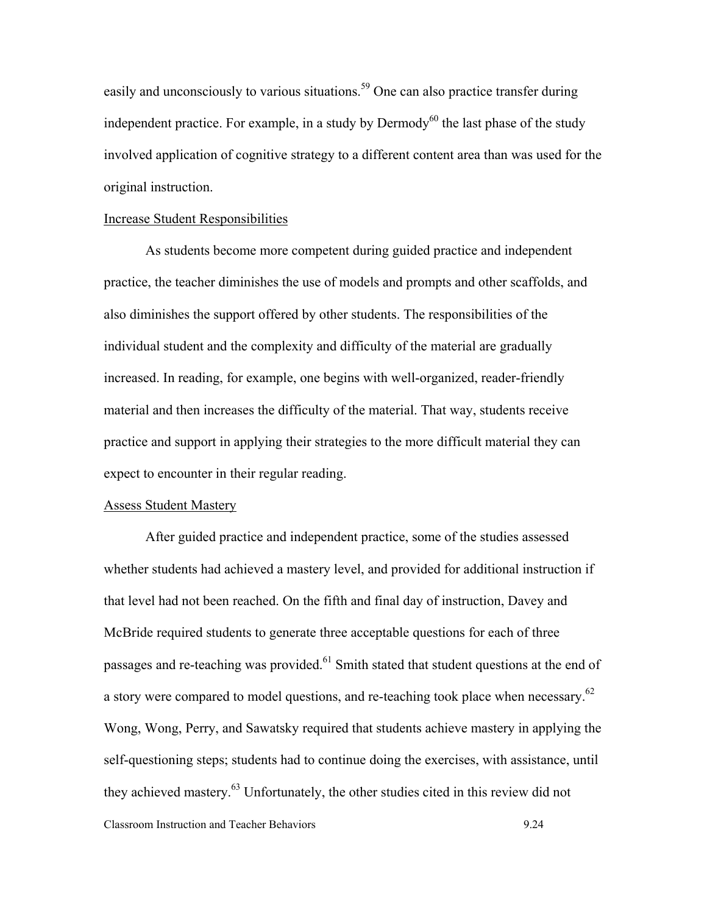easily and unconsciously to various situations.[59] One can also practice transfer during independent practice. For example, in a study by Dermody[60] the last phase of the study involved application of cognitive strategy to a different content area than was used for the original instruction.

Increase Student Responsibilities

As students become more competent during guided practice and independent practice, the teacher diminishes the use of models and prompts and other scaffolds, and also diminishes the support offered by other students. The responsibilities of the individual student and the complexity and difficulty of the material are gradually increased. In reading, for example, one begins with well-organized, reader-friendly material and then increases the difficulty of the material. That way, students receive practice and support in applying their strategies to the more difficult material they can expect to encounter in their regular reading.

Assess Student Mastery

After guided practice and independent practice, some of the studies assessed whether students had achieved a mastery level, and provided for additional instruction if that level had not been reached. On the fifth and final day of instruction, Davey and McBride required students to generate three acceptable questions for each of three passages and re-teaching was provided.[61] Smith stated that student questions at the end of a story were compared to model questions, and re-teaching took place when necessary.[62] Wong, Wong, Perry, and Sawatsky required that students achieve mastery in applying the self-questioning steps; students had to continue doing the exercises, with assistance, until they achieved mastery.[63] Unfortunately, the other studies cited in this review did not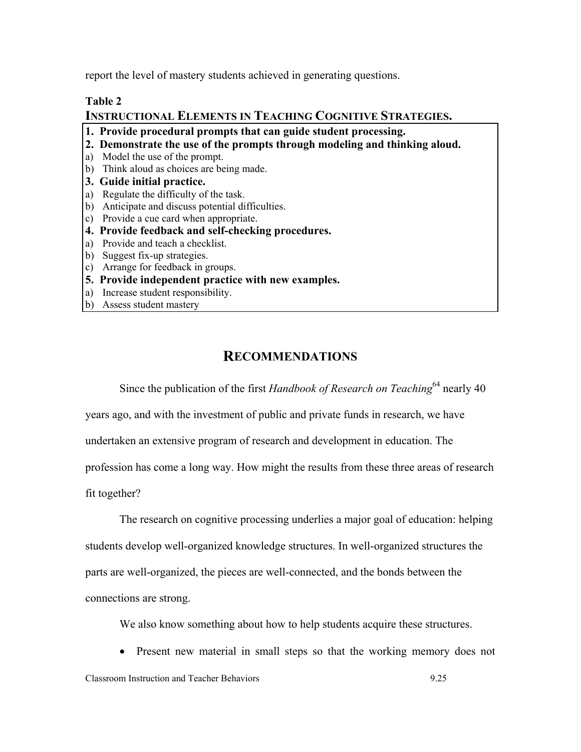report the level of mastery students achieved in generating questions.

**Table 2**
**INSTRUCTIONAL ELEMENTS IN TEACHING COGNITIVE STRATEGIES.**

**1. Provide procedural prompts that can guide student processing.**

**2. Demonstrate the use of the prompts through modeling and thinking aloud.**

a) Model the use of the prompt.
b) Think aloud as choices are being made.

**3. Guide initial practice.**

a) Regulate the difficulty of the task.
b) Anticipate and discuss potential difficulties.
c) Provide a cue card when appropriate.

**4. Provide feedback and self-checking procedures.**

a) Provide and teach a checklist.
b) Suggest fix-up strategies.
c) Arrange for feedback in groups.

**5. Provide independent practice with new examples.**

a) Increase student responsibility.
b) Assess student mastery

## RECOMMENDATIONS

Since the publication of the first *Handbook of Research on Teaching*[64] nearly 40 years ago, and with the investment of public and private funds in research, we have undertaken an extensive program of research and development in education. The profession has come a long way. How might the results from these three areas of research fit together?

The research on cognitive processing underlies a major goal of education: helping students develop well-organized knowledge structures. In well-organized structures the parts are well-organized, the pieces are well-connected, and the bonds between the connections are strong.

We also know something about how to help students acquire these structures.

- Present new material in small steps so that the working memory does not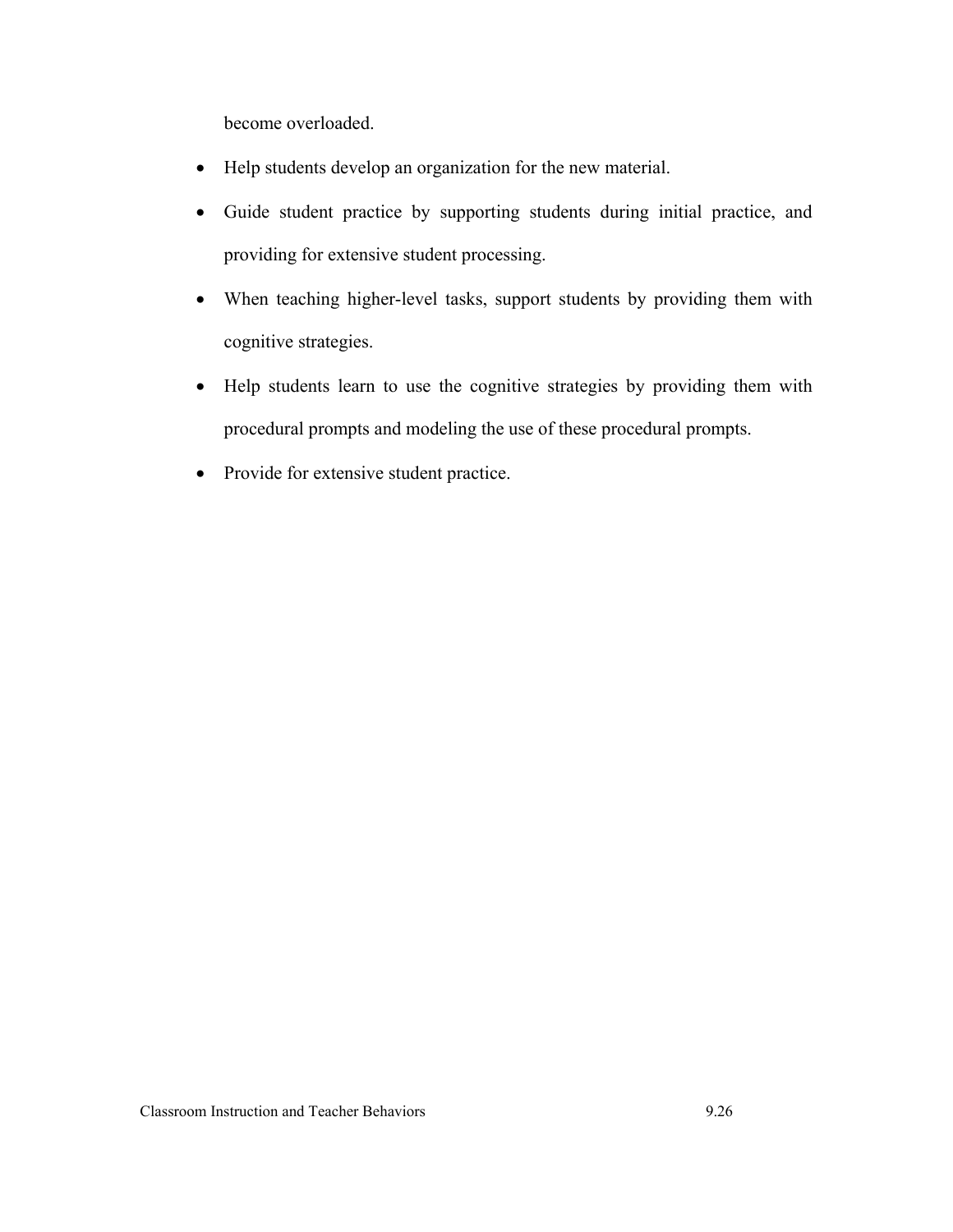become overloaded.

- Help students develop an organization for the new material.
- Guide student practice by supporting students during initial practice, and providing for extensive student processing.
- When teaching higher-level tasks, support students by providing them with cognitive strategies.
- Help students learn to use the cognitive strategies by providing them with procedural prompts and modeling the use of these procedural prompts.
- Provide for extensive student practice.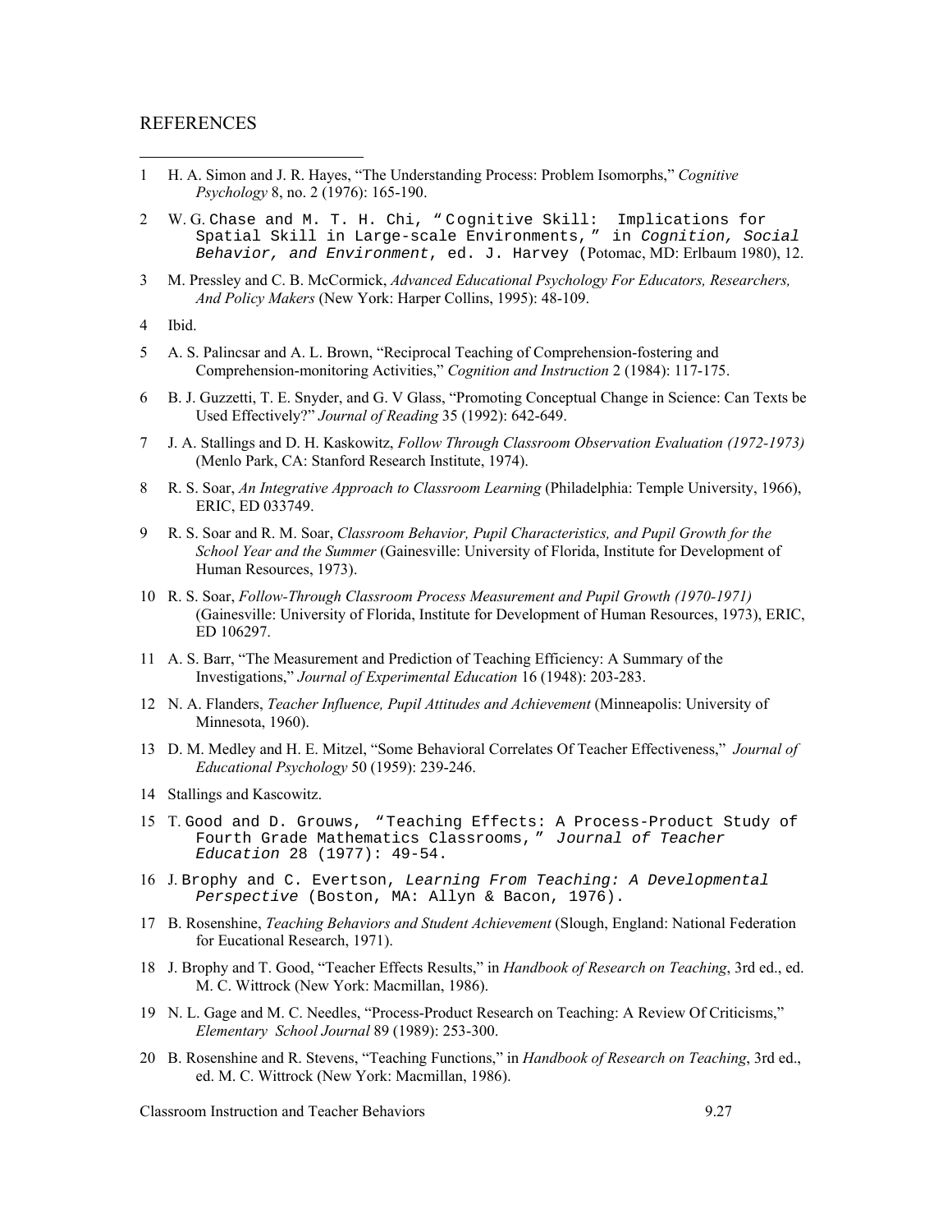## REFERENCES

1 H. A. Simon and J. R. Hayes, "The Understanding Process: Problem Isomorphs," *Cognitive Psychology* 8, no. 2 (1976): 165-190.

2 W. G. Chase and M. T. H. Chi, "Cognitive Skill: Implications for Spatial Skill in Large-scale Environments," in *Cognition, Social Behavior, and Environment*, ed. J. Harvey (Potomac, MD: Erlbaum 1980), 12.

3 M. Pressley and C. B. McCormick, *Advanced Educational Psychology For Educators, Researchers, And Policy Makers* (New York: Harper Collins, 1995): 48-109.

4 Ibid.

5 A. S. Palincsar and A. L. Brown, "Reciprocal Teaching of Comprehension-fostering and Comprehension-monitoring Activities," *Cognition and Instruction* 2 (1984): 117-175.

6 B. J. Guzzetti, T. E. Snyder, and G. V Glass, "Promoting Conceptual Change in Science: Can Texts be Used Effectively?" *Journal of Reading* 35 (1992): 642-649.

7 J. A. Stallings and D. H. Kaskowitz, *Follow Through Classroom Observation Evaluation (1972-1973)* (Menlo Park, CA: Stanford Research Institute, 1974).

8 R. S. Soar, *An Integrative Approach to Classroom Learning* (Philadelphia: Temple University, 1966), ERIC, ED 033749.

9 R. S. Soar and R. M. Soar, *Classroom Behavior, Pupil Characteristics, and Pupil Growth for the School Year and the Summer* (Gainesville: University of Florida, Institute for Development of Human Resources, 1973).

10 R. S. Soar, *Follow-Through Classroom Process Measurement and Pupil Growth (1970-1971)* (Gainesville: University of Florida, Institute for Development of Human Resources, 1973), ERIC, ED 106297.

11 A. S. Barr, "The Measurement and Prediction of Teaching Efficiency: A Summary of the Investigations," *Journal of Experimental Education* 16 (1948): 203-283.

12 N. A. Flanders, *Teacher Influence, Pupil Attitudes and Achievement* (Minneapolis: University of Minnesota, 1960).

13 D. M. Medley and H. E. Mitzel, "Some Behavioral Correlates Of Teacher Effectiveness," *Journal of Educational Psychology* 50 (1959): 239-246.

14 Stallings and Kascowitz.

15 T. Good and D. Grouws, "Teaching Effects: A Process-Product Study of Fourth Grade Mathematics Classrooms," *Journal of Teacher Education* 28 (1977): 49-54.

16 J. Brophy and C. Evertson, *Learning From Teaching: A Developmental Perspective* (Boston, MA: Allyn & Bacon, 1976).

17 B. Rosenshine, *Teaching Behaviors and Student Achievement* (Slough, England: National Federation for Eucational Research, 1971).

18 J. Brophy and T. Good, "Teacher Effects Results," in *Handbook of Research on Teaching*, 3rd ed., ed. M. C. Wittrock (New York: Macmillan, 1986).

19 N. L. Gage and M. C. Needles, "Process-Product Research on Teaching: A Review Of Criticisms," *Elementary School Journal* 89 (1989): 253-300.

20 B. Rosenshine and R. Stevens, "Teaching Functions," in *Handbook of Research on Teaching*, 3rd ed., ed. M. C. Wittrock (New York: Macmillan, 1986).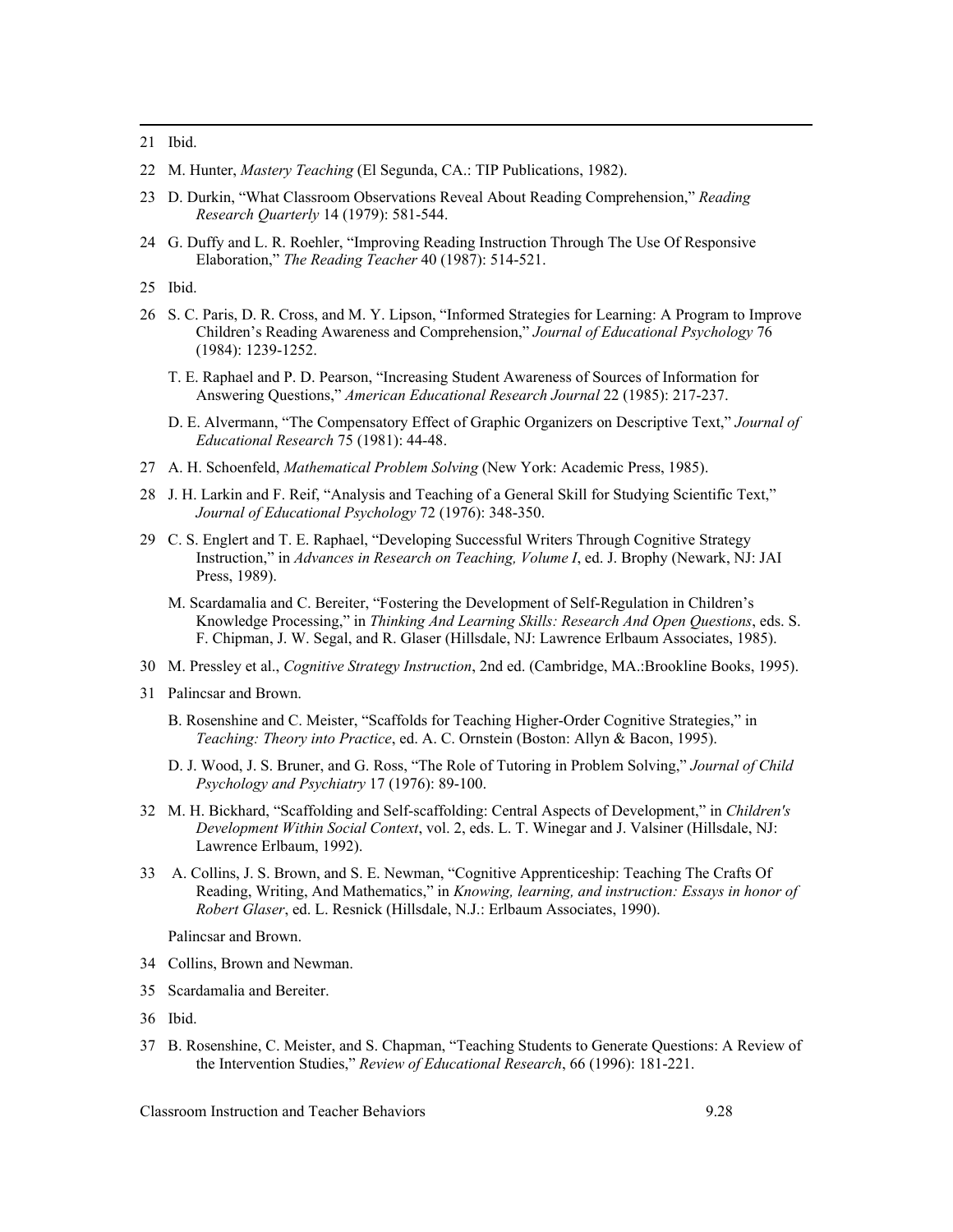21 Ibid.

22 M. Hunter, *Mastery Teaching* (El Segunda, CA.: TIP Publications, 1982).

23 D. Durkin, "What Classroom Observations Reveal About Reading Comprehension," *Reading Research Quarterly* 14 (1979): 581-544.

24 G. Duffy and L. R. Roehler, "Improving Reading Instruction Through The Use Of Responsive Elaboration," *The Reading Teacher* 40 (1987): 514-521.

25 Ibid.

26 S. C. Paris, D. R. Cross, and M. Y. Lipson, "Informed Strategies for Learning: A Program to Improve Children's Reading Awareness and Comprehension," *Journal of Educational Psychology* 76 (1984): 1239-1252.

T. E. Raphael and P. D. Pearson, "Increasing Student Awareness of Sources of Information for Answering Questions," *American Educational Research Journal* 22 (1985): 217-237.

D. E. Alvermann, "The Compensatory Effect of Graphic Organizers on Descriptive Text," *Journal of Educational Research* 75 (1981): 44-48.

27 A. H. Schoenfeld, *Mathematical Problem Solving* (New York: Academic Press, 1985).

28 J. H. Larkin and F. Reif, "Analysis and Teaching of a General Skill for Studying Scientific Text," *Journal of Educational Psychology* 72 (1976): 348-350.

29 C. S. Englert and T. E. Raphael, "Developing Successful Writers Through Cognitive Strategy Instruction," in *Advances in Research on Teaching, Volume I*, ed. J. Brophy (Newark, NJ: JAI Press, 1989).

M. Scardamalia and C. Bereiter, "Fostering the Development of Self-Regulation in Children's Knowledge Processing," in *Thinking And Learning Skills: Research And Open Questions*, eds. S. F. Chipman, J. W. Segal, and R. Glaser (Hillsdale, NJ: Lawrence Erlbaum Associates, 1985).

30 M. Pressley et al., *Cognitive Strategy Instruction*, 2nd ed. (Cambridge, MA.:Brookline Books, 1995).

31 Palincsar and Brown.

B. Rosenshine and C. Meister, "Scaffolds for Teaching Higher-Order Cognitive Strategies," in *Teaching: Theory into Practice*, ed. A. C. Ornstein (Boston: Allyn & Bacon, 1995).

D. J. Wood, J. S. Bruner, and G. Ross, "The Role of Tutoring in Problem Solving," *Journal of Child Psychology and Psychiatry* 17 (1976): 89-100.

32 M. H. Bickhard, "Scaffolding and Self-scaffolding: Central Aspects of Development," in *Children's Development Within Social Context*, vol. 2, eds. L. T. Winegar and J. Valsiner (Hillsdale, NJ: Lawrence Erlbaum, 1992).

33 A. Collins, J. S. Brown, and S. E. Newman, "Cognitive Apprenticeship: Teaching The Crafts Of Reading, Writing, And Mathematics," in *Knowing, learning, and instruction: Essays in honor of Robert Glaser*, ed. L. Resnick (Hillsdale, N.J.: Erlbaum Associates, 1990).

Palincsar and Brown.

34 Collins, Brown and Newman.

35 Scardamalia and Bereiter.

36 Ibid.

37 B. Rosenshine, C. Meister, and S. Chapman, "Teaching Students to Generate Questions: A Review of the Intervention Studies," *Review of Educational Research*, 66 (1996): 181-221.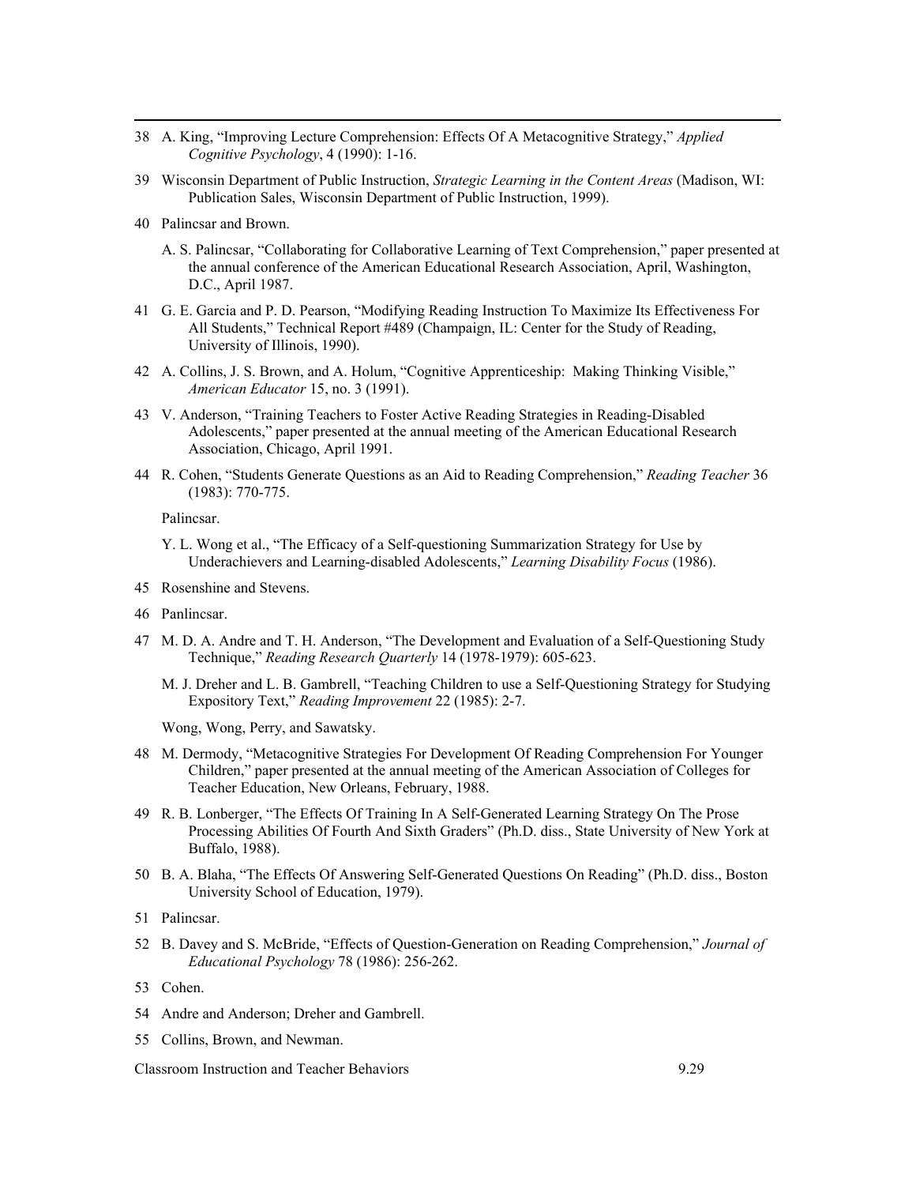38 A. King, "Improving Lecture Comprehension: Effects Of A Metacognitive Strategy," *Applied Cognitive Psychology*, 4 (1990): 1-16.

39 Wisconsin Department of Public Instruction, *Strategic Learning in the Content Areas* (Madison, WI: Publication Sales, Wisconsin Department of Public Instruction, 1999).

40 Palincsar and Brown.

A. S. Palincsar, "Collaborating for Collaborative Learning of Text Comprehension," paper presented at the annual conference of the American Educational Research Association, April, Washington, D.C., April 1987.

41 G. E. Garcia and P. D. Pearson, "Modifying Reading Instruction To Maximize Its Effectiveness For All Students," Technical Report #489 (Champaign, IL: Center for the Study of Reading, University of Illinois, 1990).

42 A. Collins, J. S. Brown, and A. Holum, "Cognitive Apprenticeship: Making Thinking Visible," *American Educator* 15, no. 3 (1991).

43 V. Anderson, "Training Teachers to Foster Active Reading Strategies in Reading-Disabled Adolescents," paper presented at the annual meeting of the American Educational Research Association, Chicago, April 1991.

44 R. Cohen, "Students Generate Questions as an Aid to Reading Comprehension," *Reading Teacher* 36 (1983): 770-775.

Palincsar.

Y. L. Wong et al., "The Efficacy of a Self-questioning Summarization Strategy for Use by Underachievers and Learning-disabled Adolescents," *Learning Disability Focus* (1986).

45 Rosenshine and Stevens.

46 Panlincsar.

47 M. D. A. Andre and T. H. Anderson, "The Development and Evaluation of a Self-Questioning Study Technique," *Reading Research Quarterly* 14 (1978-1979): 605-623.

M. J. Dreher and L. B. Gambrell, "Teaching Children to use a Self-Questioning Strategy for Studying Expository Text," *Reading Improvement* 22 (1985): 2-7.

Wong, Wong, Perry, and Sawatsky.

48 M. Dermody, "Metacognitive Strategies For Development Of Reading Comprehension For Younger Children," paper presented at the annual meeting of the American Association of Colleges for Teacher Education, New Orleans, February, 1988.

49 R. B. Lonberger, "The Effects Of Training In A Self-Generated Learning Strategy On The Prose Processing Abilities Of Fourth And Sixth Graders" (Ph.D. diss., State University of New York at Buffalo, 1988).

50 B. A. Blaha, "The Effects Of Answering Self-Generated Questions On Reading" (Ph.D. diss., Boston University School of Education, 1979).

51 Palincsar.

52 B. Davey and S. McBride, "Effects of Question-Generation on Reading Comprehension," *Journal of Educational Psychology* 78 (1986): 256-262.

53 Cohen.

54 Andre and Anderson; Dreher and Gambrell.

55 Collins, Brown, and Newman.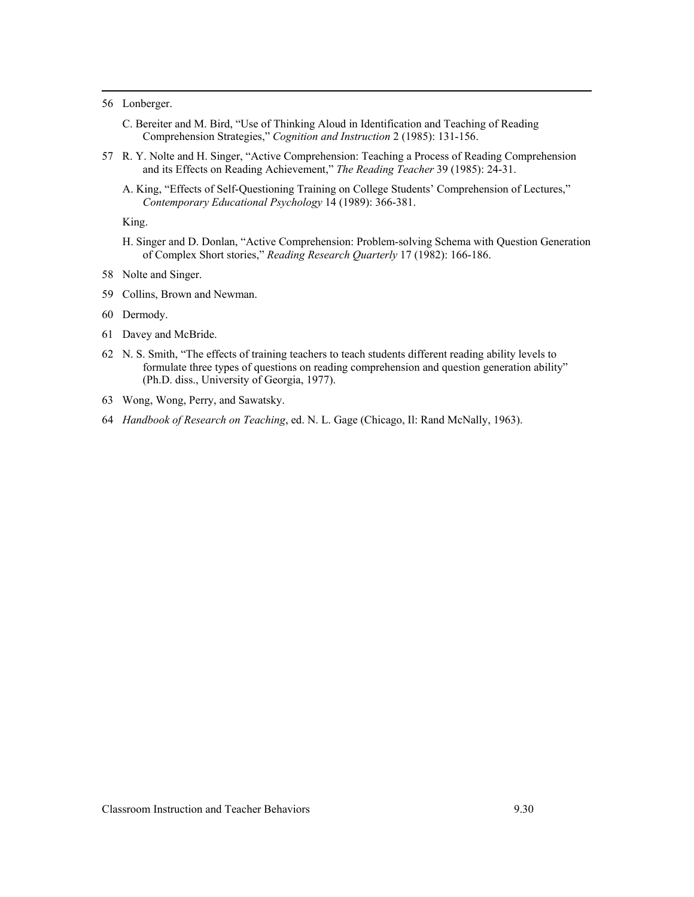56 Lonberger.

C. Bereiter and M. Bird, "Use of Thinking Aloud in Identification and Teaching of Reading Comprehension Strategies," *Cognition and Instruction* 2 (1985): 131-156.

57 R. Y. Nolte and H. Singer, "Active Comprehension: Teaching a Process of Reading Comprehension and its Effects on Reading Achievement," *The Reading Teacher* 39 (1985): 24-31.

A. King, "Effects of Self-Questioning Training on College Students' Comprehension of Lectures," *Contemporary Educational Psychology* 14 (1989): 366-381.

King.

H. Singer and D. Donlan, "Active Comprehension: Problem-solving Schema with Question Generation of Complex Short stories," *Reading Research Quarterly* 17 (1982): 166-186.

58 Nolte and Singer.

59 Collins, Brown and Newman.

60 Dermody.

61 Davey and McBride.

62 N. S. Smith, "The effects of training teachers to teach students different reading ability levels to formulate three types of questions on reading comprehension and question generation ability" (Ph.D. diss., University of Georgia, 1977).

63 Wong, Wong, Perry, and Sawatsky.

64 *Handbook of Research on Teaching*, ed. N. L. Gage (Chicago, Il: Rand McNally, 1963).